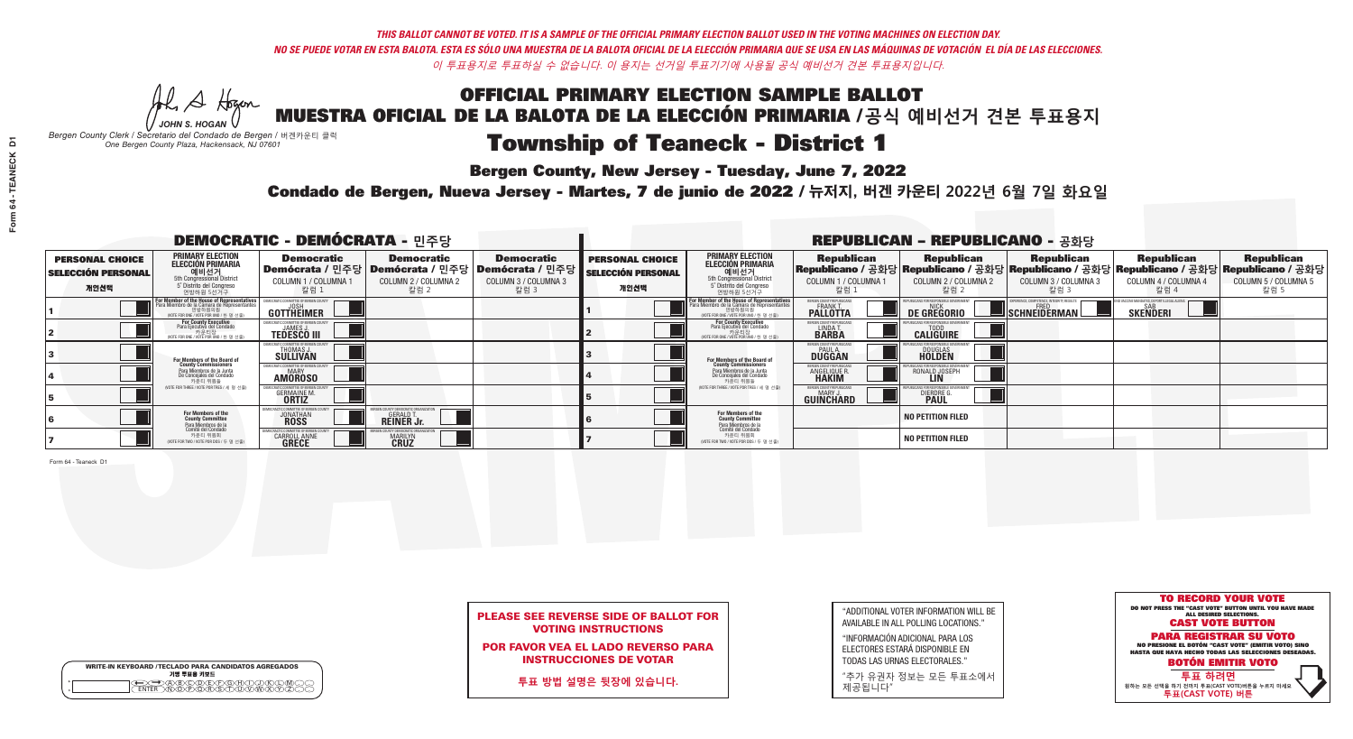*THIS BALLOT CANNOT BE VOTED. IT IS A SAMPLE OF THE OFFICIAL PRIMARY ELECTION BALLOT USED IN THE VOTING MACHINES ON ELECTION DAY.*
*NO SE PUEDE VOTAR EN ESTA BALOTA. ESTA ES SÓLO UNA MUESTRA DE LA BALOTA OFICIAL DE LA ELECCIÓN PRIMARIA QUE SE USA EN LAS MÁQUINAS DE VOTACIÓN EL DÍA DE LAS ELECCIONES.*
*이 투표용지로 투표하실 수 없습니다. 이 용지는 선거일 투표기기에 사용될 공식 예비선거 견본 투표용지입니다.*

JOHN S. HOGAN
*Bergen County Clerk / Secretario del Condado de Bergen / 버겐카운티 클럭*
*One Bergen County Plaza, Hackensack, NJ 07601*

# OFFICIAL PRIMARY ELECTION SAMPLE BALLOT
# MUESTRA OFICIAL DE LA BALOTA DE LA ELECCIÓN PRIMARIA /공식 예비선거 견본 투표용지
# Township of Teaneck - District 1

**Bergen County, New Jersey - Tuesday, June 7, 2022**

**Condado de Bergen, Nueva Jersey - Martes, 7 de junio de 2022 / 뉴저지, 버겐 카운티 2022년 6월 7일 화요일**

## DEMOCRATIC - DEMÓCRATA - 민주당

| PERSONAL CHOICE / SELECCIÓN PERSONAL / 개인선택 | PRIMARY ELECTION / ELECCIÓN PRIMARIA / 예비선거 | Democratic / Demócrata / 민주당 COLUMN 1 / COLUMNA 1 / 칼럼 1 | Democratic / Demócrata / 민주당 COLUMN 2 / COLUMNA 2 / 칼럼 2 | Democratic / Demócrata / 민주당 COLUMN 3 / COLUMNA 3 / 칼럼 3 |
|---|---|---|---|---|
| 1 | For Member of the House of Representatives / Para Miembro de la Cámara de Representantes / 연방하원의원 (VOTE FOR ONE / VOTE POR UNO / 한 명 선출) 5th Congressional District | JOSH GOTTHEIMER | | |
| 2 | For County Executive / Para Ejecutivo del Condado / 카운티장 (VOTE FOR ONE / VOTE POR UNO / 한 명 선출) | JAMES J. TEDESCO III | | |
| 3 | For Members of the Board of County Commissioners / Para Miembros de la Junta De Concejales del Condado / 카운티 위원들 (VOTE FOR THREE / VOTE POR TRES / 세 명 선출) | THOMAS J. SULLIVAN | | |
| 4 | | MARY AMOROSO | | |
| 5 | | GERMAINE M. ORTIZ | | |
| 6 | For Members of the County Committee / Para Miembros de la Comité del Condado / 카운티 위원회 (VOTE FOR TWO / VOTE POR DOS / 두 명 선출) | JONATHAN ROSS | GERALD T. REINER Jr. | |
| 7 | | CARROLL ANNE GRECE | MARILYN CRUZ | |

## REPUBLICAN - REPUBLICANO - 공화당

| PERSONAL CHOICE / SELECCIÓN PERSONAL / 개인선택 | PRIMARY ELECTION / ELECCIÓN PRIMARIA / 예비선거 | Republican / Republicano / 공화당 COLUMN 1 / COLUMNA 1 / 칼럼 1 | Republican / Republicano / 공화당 COLUMN 2 / COLUMNA 2 / 칼럼 2 | Republican / Republicano / 공화당 COLUMN 3 / COLUMNA 3 / 칼럼 3 | Republican / Republicano / 공화당 COLUMN 4 / COLUMNA 4 / 칼럼 4 | Republican / Republicano / 공화당 COLUMN 5 / COLUMNA 5 / 칼럼 5 |
|---|---|---|---|---|---|---|
| 1 | For Member of the House of Representatives / Para Miembro de la Cámara de Representantes / 연방하원의원 (VOTE FOR ONE / VOTE POR UNO / 한 명 선출) 5th Congressional District | FRANK T. PALLOTTA | NICK DE GREGORIO | FRED SCHNEIDERMAN | SAB SKENDERI | |
| 2 | For County Executive / Para Ejecutivo del Condado / 카운티장 (VOTE FOR ONE / VOTE POR UNO / 한 명 선출) | LINDA T. BARBA | TODD CALIGUIRE | | | |
| 3 | For Members of the Board of County Commissioners / Para Miembros de la Junta De Concejales del Condado / 카운티 위원들 (VOTE FOR THREE / VOTE POR TRES / 세 명 선출) | PAUL A. DUGGAN | DOUGLAS HOLDEN | | | |
| 4 | | ANGELIQUE R. HAKIM | RONALD JOSEPH LIN | | | |
| 5 | | MARY J. GUINCHARD | DIERDRE G. PAUL | | | |
| 6 | For Members of the County Committee / Para Miembros de la Comité del Condado / 카운티 위원회 (VOTE FOR TWO / VOTE POR DOS / 두 명 선출) | | NO PETITION FILED | | | |
| 7 | | | NO PETITION FILED | | | |

Form 64 - Teaneck D1

WRITE-IN KEYBOARD /TECLADO PARA CANDIDATOS AGREGADOS
기명 투표용 키보드

**PLEASE SEE REVERSE SIDE OF BALLOT FOR VOTING INSTRUCTIONS**

**POR FAVOR VEA EL LADO REVERSO PARA INSTRUCCIONES DE VOTAR**

**투표 방법 설명은 뒷장에 있습니다.**

"ADDITIONAL VOTER INFORMATION WILL BE AVAILABLE IN ALL POLLING LOCATIONS."

"INFORMACIÓN ADICIONAL PARA LOS ELECTORES ESTARÁ DISPONIBLE EN TODAS LAS URNAS ELECTORALES."

"추가 유권자 정보는 모든 투표소에서 제공됩니다"

**TO RECORD YOUR VOTE**
DO NOT PRESS THE "CAST VOTE" BUTTON UNTIL YOU HAVE MADE ALL DESIRED SELECTIONS.
**CAST VOTE BUTTON**

**PARA REGISTRAR SU VOTO**
NO PRESIONE EL BOTÓN "CAST VOTE" (EMITIR VOTO) SINO HASTA QUE HAYA HECHO TODAS LAS SELECCIONES DESEADAS.
**BOTÓN EMITIR VOTO**

**투표 하려면**
원하는 모든 선택을 하기 전까지 투표(CAST VOTE)버튼을 누르지 마세요.
**투표(CAST VOTE) 버튼**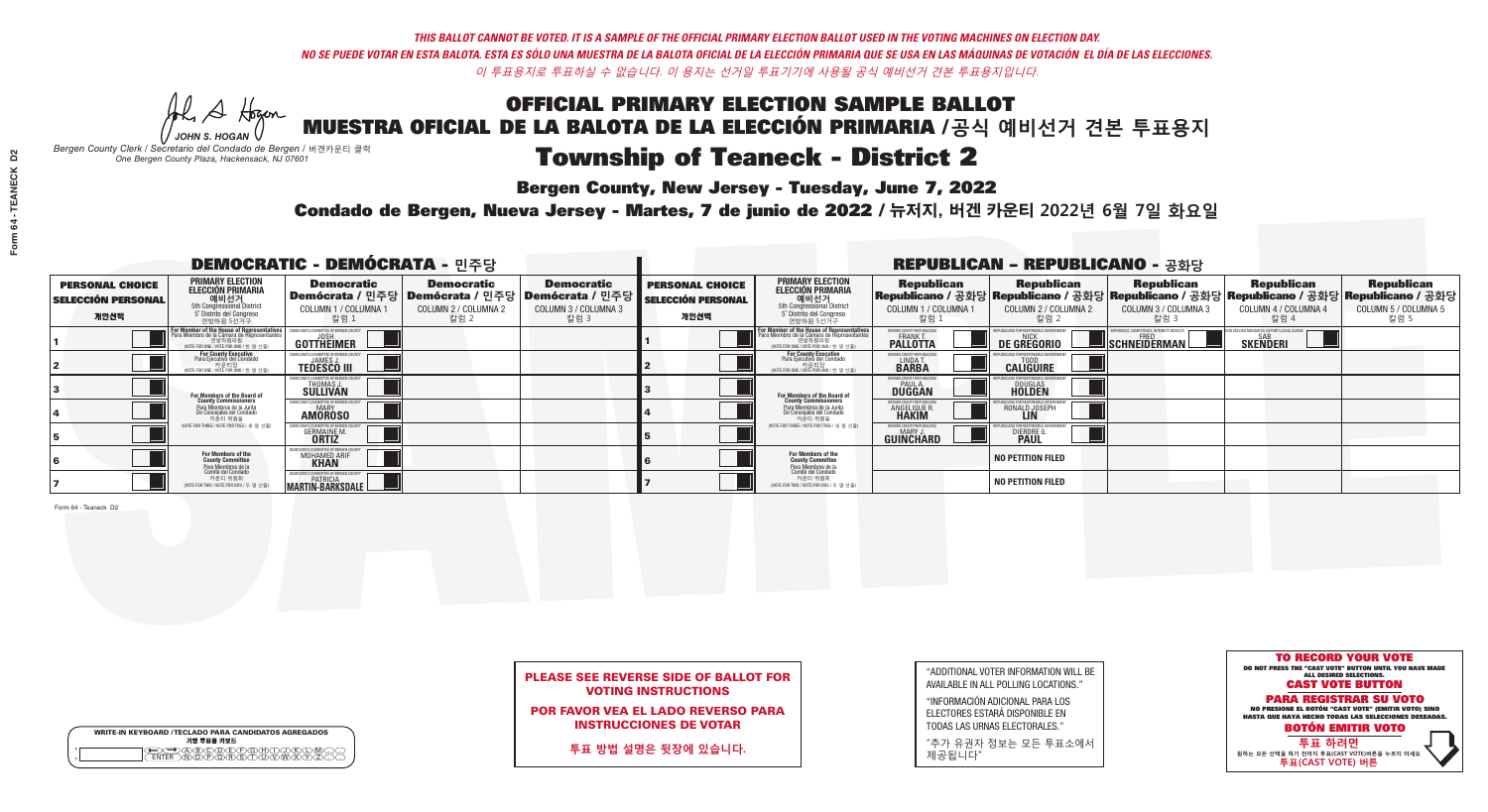*THIS BALLOT CANNOT BE VOTED. IT IS A SAMPLE OF THE OFFICIAL PRIMARY ELECTION BALLOT USED IN THE VOTING MACHINES ON ELECTION DAY.*

*NO SE PUEDE VOTAR EN ESTA BALOTA. ESTA ES SÓLO UNA MUESTRA DE LA BALOTA OFICIAL DE LA ELECCIÓN PRIMARIA QUE SE USA EN LAS MÁQUINAS DE VOTACIÓN EL DÍA DE LAS ELECCIONES.*

*이 투표용지로 투표하실 수 없습니다. 이 용지는 선거일 투표기기에 사용될 공식 예비선거 견본 투표용지입니다.*

JOHN S. HOGAN
*Bergen County Clerk / Secretario del Condado de Bergen / 버겐카운티 클럭*
*One Bergen County Plaza, Hackensack, NJ 07601*

# OFFICIAL PRIMARY ELECTION SAMPLE BALLOT
# MUESTRA OFICIAL DE LA BALOTA DE LA ELECCIÓN PRIMARIA /공식 예비선거 견본 투표용지

## Township of Teaneck - District 2

**Bergen County, New Jersey - Tuesday, June 7, 2022**

**Condado de Bergen, Nueva Jersey - Martes, 7 de junio de 2022 / 뉴저지, 버겐 카운티 2022년 6월 7일 화요일**

### DEMOCRATIC - DEMÓCRATA - 민주당

| PERSONAL CHOICE / SELECCIÓN PERSONAL / 개인선택 | PRIMARY ELECTION / ELECCIÓN PRIMARIA / 예비선거 | Democratic / Demócrata / 민주당 COLUMN 1 / COLUMNA 1 / 칼럼 1 | Democratic / Demócrata / 민주당 COLUMN 2 / COLUMNA 2 / 칼럼 2 | Democratic / Demócrata / 민주당 COLUMN 3 / COLUMNA 3 / 칼럼 3 |
|---|---|---|---|---|
| 1 | For Member of the House of Representatives / Para Miembro de la Cámara de Representantes / 연방하원의원 (5th Congressional District) (VOTE FOR ONE / VOTE POR UNO / 한 명 선출) | JOSH GOTTHEIMER | | |
| 2 | For County Executive / Para Ejecutivo del Condado / 카운티장 (VOTE FOR ONE / VOTE POR UNO / 한 명 선출) | JAMES J. TEDESCO III | | |
| 3 | For Members of the Board of County Commissioners / Para Miembros de la Junta De Concejales del Condado / 카운티 위원들 (VOTE FOR THREE / VOTE POR TRES / 세 명 선출) | THOMAS J. SULLIVAN | | |
| 4 | | MARY AMOROSO | | |
| 5 | | GERMAINE M. ORTIZ | | |
| 6 | For Members of the County Committee / Para Miembros de la Comité del Condado / 카운티 위원회 (VOTE FOR TWO / VOTE POR DOS / 두 명 선출) | MOHAMED ARIF KHAN | | |
| 7 | | PATRICIA MARTIN-BARKSDALE | | |

### REPUBLICAN - REPUBLICANO - 공화당

| PERSONAL CHOICE / SELECCIÓN PERSONAL / 개인선택 | PRIMARY ELECTION / ELECCIÓN PRIMARIA / 예비선거 | Republican COLUMN 1 | Republican COLUMN 2 | Republican COLUMN 3 | Republican COLUMN 4 | Republican COLUMN 5 |
|---|---|---|---|---|---|---|
| 1 | For Member of the House of Representatives (5th Congressional District) (VOTE FOR ONE) | FRANK T. PALLOTTA | NICK DE GREGORIO | FRED SCHNEIDERMAN | SAB SKENDERI | |
| 2 | For County Executive (VOTE FOR ONE) | LINDA T. BARBA | TODD CALIGUIRE | | | |
| 3 | For Members of the Board of County Commissioners (VOTE FOR THREE) | PAUL A. DUGGAN | DOUGLAS HOLDEN | | | |
| 4 | | ANGELIQUE R. HAKIM | RONALD JOSEPH LIN | | | |
| 5 | | MARY J. GUINCHARD | DIERDRE G. PAUL | | | |
| 6 | For Members of the County Committee (VOTE FOR TWO) | | NO PETITION FILED | | | |
| 7 | | | NO PETITION FILED | | | |

Form 64 - Teaneck D2

**PLEASE SEE REVERSE SIDE OF BALLOT FOR VOTING INSTRUCTIONS**

**POR FAVOR VEA EL LADO REVERSO PARA INSTRUCCIONES DE VOTAR**

**투표 방법 설명은 뒷장에 있습니다.**

"ADDITIONAL VOTER INFORMATION WILL BE AVAILABLE IN ALL POLLING LOCATIONS."

"INFORMACIÓN ADICIONAL PARA LOS ELECTORES ESTARÁ DISPONIBLE EN TODAS LAS URNAS ELECTORALES."

"추가 유권자 정보는 모든 투표소에서 제공됩니다"

**TO RECORD YOUR VOTE**
DO NOT PRESS THE "CAST VOTE" BUTTON UNTIL YOU HAVE MADE ALL DESIRED SELECTIONS.
**CAST VOTE BUTTON**

**PARA REGISTRAR SU VOTO**
NO PRESIONE EL BOTÓN "CAST VOTE" (EMITIR VOTO) SINO HASTA QUE HAYA HECHO TODAS LAS SELECCIONES DESEADAS.
**BOTÓN EMITIR VOTO**

**투표 하려면**
원하는 모든 선택을 하기 전까지 투표(CAST VOTE)버튼을 누르지 마세요
**투표(CAST VOTE) 버튼**

WRITE-IN KEYBOARD /TECLADO PARA CANDIDATOS AGREGADOS
기명 투표용 키보드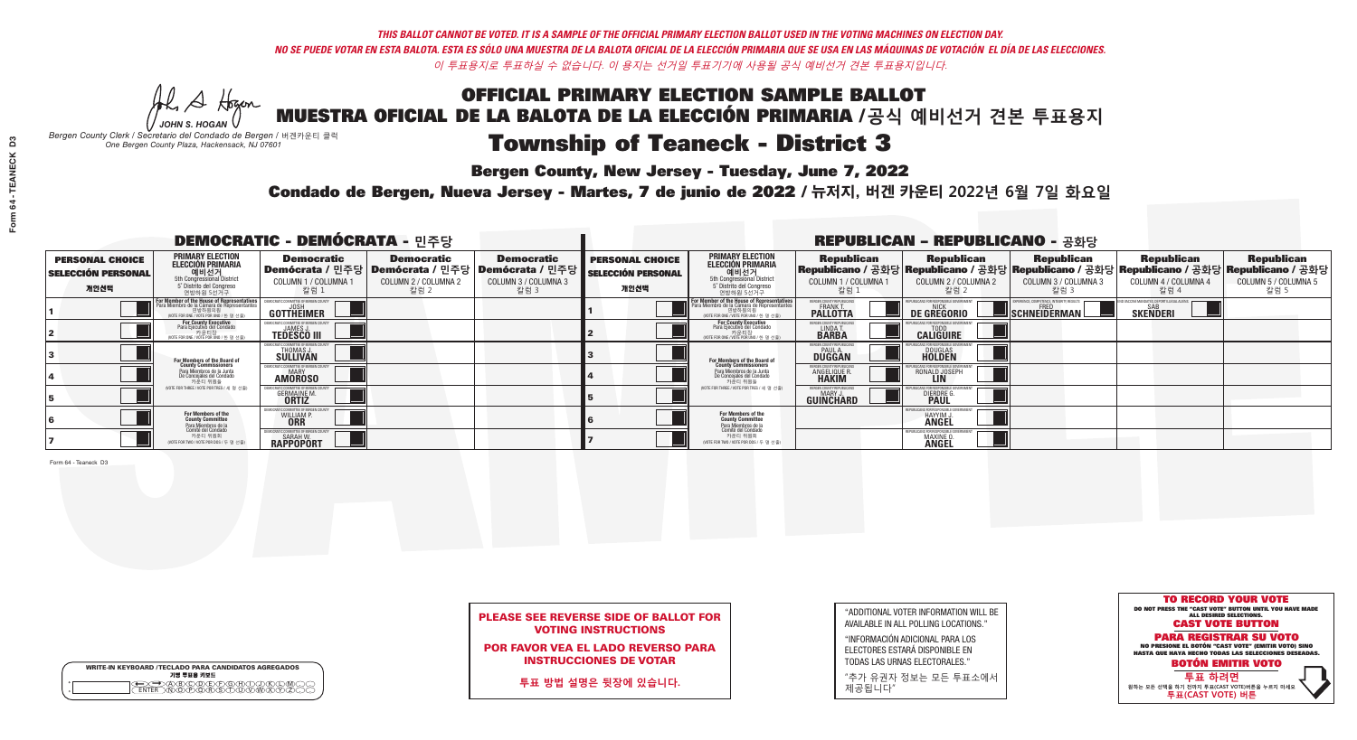*THIS BALLOT CANNOT BE VOTED. IT IS A SAMPLE OF THE OFFICIAL PRIMARY ELECTION BALLOT USED IN THE VOTING MACHINES ON ELECTION DAY.*
*NO SE PUEDE VOTAR EN ESTA BALOTA. ESTA ES SÓLO UNA MUESTRA DE LA BALOTA OFICIAL DE LA ELECCIÓN PRIMARIA QUE SE USA EN LAS MÁQUINAS DE VOTACIÓN EL DÍA DE LAS ELECCIONES.*
*이 투표용지로 투표하실 수 없습니다. 이 용지는 선거일 투표기기에 사용될 공식 예비선거 견본 투표용지입니다.*

JOHN S. HOGAN
*Bergen County Clerk / Secretario del Condado de Bergen / 버겐카운티 클럭*
*One Bergen County Plaza, Hackensack, NJ 07601*

# OFFICIAL PRIMARY ELECTION SAMPLE BALLOT
# MUESTRA OFICIAL DE LA BALOTA DE LA ELECCIÓN PRIMARIA /공식 예비선거 견본 투표용지

## Township of Teaneck - District 3

**Bergen County, New Jersey - Tuesday, June 7, 2022**

**Condado de Bergen, Nueva Jersey - Martes, 7 de junio de 2022 / 뉴저지, 버겐 카운티 2022년 6월 7일 화요일**

### DEMOCRATIC - DEMÓCRATA - 민주당

| PERSONAL CHOICE / SELECCIÓN PERSONAL / 개인선택 | PRIMARY ELECTION / ELECCIÓN PRIMARIA / 예비선거 | Democratic / Demócrata / 민주당 COLUMN 1 / COLUMNA 1 / 칼럼 1 | Democratic / Demócrata / 민주당 COLUMN 2 / COLUMNA 2 / 칼럼 2 | Democratic / Demócrata / 민주당 COLUMN 3 / COLUMNA 3 / 칼럼 3 |
|---|---|---|---|---|
| 1 | For Member of the House of Representatives / Para Miembro de la Cámara de Representantes / 연방하원의원 (VOTE FOR ONE / VOTE POR UNO / 한 명 선출) | JOSH GOTTHEIMER | | |
| 2 | For County Executive / Para Ejecutivo del Condado / 카운티장 (VOTE FOR ONE / VOTE POR UNO / 한 명 선출) | JAMES J. TEDESCO III | | |
| 3 | For Members of the Board of County Commissioners / Para Miembros de la Junta De Concejales del Condado / 카운티 위원들 (VOTE FOR THREE / VOTE POR TRES / 세 명 선출) | THOMAS J. SULLIVAN | | |
| 4 | | MARY AMOROSO | | |
| 5 | | GERMAINE M. ORTIZ | | |
| 6 | For Members of the County Committee / Para Miembros de la Comité del Condado / 카운티 위원회 (VOTE FOR TWO / VOTE POR DOS / 두 명 선출) | WILLIAM P. ORR | | |
| 7 | | SARAH W. RAPPOPORT | | |

### REPUBLICAN - REPUBLICANO - 공화당

| PERSONAL CHOICE / SELECCIÓN PERSONAL / 개인선택 | PRIMARY ELECTION / ELECCIÓN PRIMARIA / 예비선거 | Republican / Republicano / 공화당 COLUMN 1 / COLUMNA 1 / 칼럼 1 | Republican / Republicano / 공화당 COLUMN 2 / COLUMNA 2 / 칼럼 2 | Republican / Republicano / 공화당 COLUMN 3 / COLUMNA 3 / 칼럼 3 | Republican / Republicano / 공화당 COLUMN 4 / COLUMNA 4 / 칼럼 4 | Republican / Republicano / 공화당 COLUMN 5 / COLUMNA 5 / 칼럼 5 |
|---|---|---|---|---|---|---|
| 1 | For Member of the House of Representatives / Para Miembro de la Cámara de Representantes / 연방하원의원 (VOTE FOR ONE / VOTE POR UNO / 한 명 선출) | FRANK T. PALLOTTA | NICK DE GREGORIO | FRED SCHNEIDERMAN | SAB SKENDERI | |
| 2 | For County Executive / Para Ejecutivo del Condado / 카운티장 (VOTE FOR ONE / VOTE POR UNO / 한 명 선출) | LINDA T. BARBA | TODD CALIGUIRE | | | |
| 3 | For Members of the Board of County Commissioners / Para Miembros de la Junta De Concejales del Condado / 카운티 위원들 (VOTE FOR THREE / VOTE POR TRES / 세 명 선출) | PAUL A. DUGGAN | DOUGLAS HOLDEN | | | |
| 4 | | ANGELIQUE R. HAKIM | RONALD JOSEPH LIN | | | |
| 5 | | MARY J. GUINCHARD | DIERDRE G. PAUL | | | |
| 6 | For Members of the County Committee / Para Miembros de la Comité del Condado / 카운티 위원회 (VOTE FOR TWO / VOTE POR DOS / 두 명 선출) | | HAYYIM J. ANGEL | | | |
| 7 | | | MAXINE D. ANGEL | | | |

Form 64 - Teaneck D3

**PLEASE SEE REVERSE SIDE OF BALLOT FOR VOTING INSTRUCTIONS**

**POR FAVOR VEA EL LADO REVERSO PARA INSTRUCCIONES DE VOTAR**

**투표 방법 설명은 뒷장에 있습니다.**

"ADDITIONAL VOTER INFORMATION WILL BE AVAILABLE IN ALL POLLING LOCATIONS."

"INFORMACIÓN ADICIONAL PARA LOS ELECTORES ESTARÁ DISPONIBLE EN TODAS LAS URNAS ELECTORALES."

"추가 유권자 정보는 모든 투표소에서 제공됩니다"

WRITE-IN KEYBOARD /TECLADO PARA CANDIDATOS AGREGADOS
기명 투표용 키보드

**TO RECORD YOUR VOTE**
DO NOT PRESS THE "CAST VOTE" BUTTON UNTIL YOU HAVE MADE ALL DESIRED SELECTIONS.
**CAST VOTE BUTTON**

**PARA REGISTRAR SU VOTO**
NO PRESIONE EL BOTÓN "CAST VOTE" (EMITIR VOTO) SINO HASTA QUE HAYA HECHO TODAS LAS SELECCIONES DESEADAS.
**BOTÓN EMITIR VOTO**

**투표 하려면**
원하는 모든 선택을 하기 전까지 투표(CAST VOTE)버튼을 누르지 마세요.
**투표(CAST VOTE) 버튼**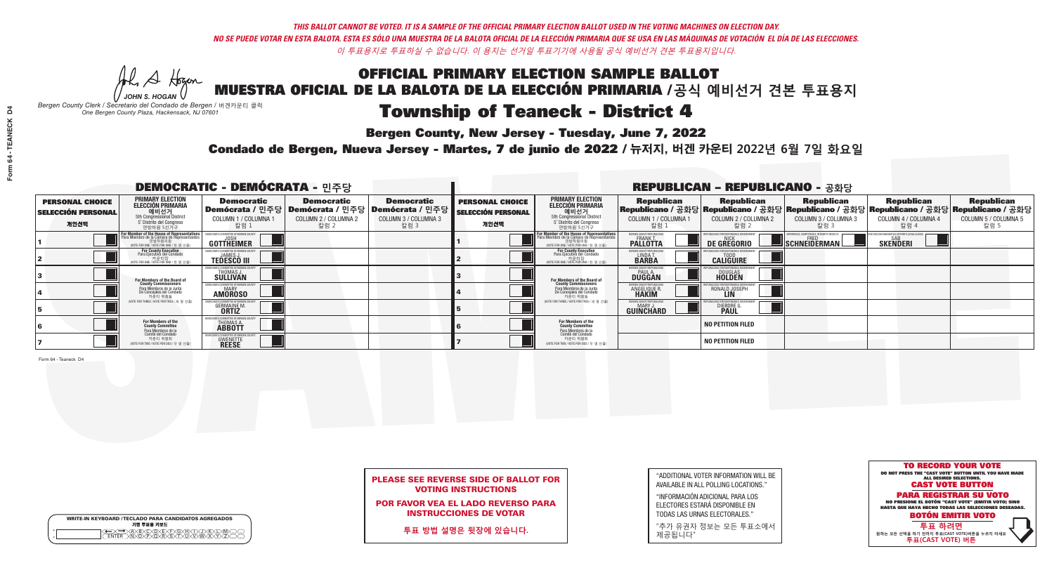*THIS BALLOT CANNOT BE VOTED. IT IS A SAMPLE OF THE OFFICIAL PRIMARY ELECTION BALLOT USED IN THE VOTING MACHINES ON ELECTION DAY.*
*NO SE PUEDE VOTAR EN ESTA BALOTA. ESTA ES SÓLO UNA MUESTRA DE LA BALOTA OFICIAL DE LA ELECCIÓN PRIMARIA QUE SE USA EN LAS MÁQUINAS DE VOTACIÓN EL DÍA DE LAS ELECCIONES.*
*이 투표용지로 투표하실 수 없습니다. 이 용지는 선거일 투표기기에 사용될 공식 예비선거 견본 투표용지입니다.*

JOHN S. HOGAN
*Bergen County Clerk / Secretario del Condado de Bergen / 버겐카운티 클럭*
*One Bergen County Plaza, Hackensack, NJ 07601*

# OFFICIAL PRIMARY ELECTION SAMPLE BALLOT
# MUESTRA OFICIAL DE LA BALOTA DE LA ELECCIÓN PRIMARIA /공식 예비선거 견본 투표용지

# Township of Teaneck - District 4

**Bergen County, New Jersey - Tuesday, June 7, 2022**

**Condado de Bergen, Nueva Jersey - Martes, 7 de junio de 2022 / 뉴저지, 버겐 카운티 2022년 6월 7일 화요일**

## DEMOCRATIC - DEMÓCRATA - 민주당

| PERSONAL CHOICE / SELECCIÓN PERSONAL / 개인선택 | PRIMARY ELECTION / ELECCIÓN PRIMARIA / 예비선거 (5th Congressional District / 5° Distrito del Congreso / 연방하원 5선거구) | Democratic / Demócrata / 민주당 COLUMN 1 / COLUMNA 1 / 칼럼 1 | Democratic / Demócrata / 민주당 COLUMN 2 / COLUMNA 2 / 칼럼 2 | Democratic / Demócrata / 민주당 COLUMN 3 / COLUMNA 3 / 칼럼 3 |
|---|---|---|---|---|
| 1 | For Member of the House of Representatives / Para Miembro de la Cámara de Representantes / 연방하원의원 (VOTE FOR ONE / VOTE POR UNO / 한 명 선출) | JOSH GOTTHEIMER | | |
| 2 | For County Executive / Para Ejecutivo del Condado / 카운티장 (VOTE FOR ONE / VOTE POR UNO / 한 명 선출) | JAMES J. TEDESCO III | | |
| 3 | For Members of the Board of County Commissioners / Para Miembros de la Junta De Concejales del Condado / 카운티 위원들 (VOTE FOR THREE / VOTE POR TRES / 세 명 선출) | THOMAS J. SULLIVAN | | |
| 4 | | MARY AMOROSO | | |
| 5 | | GERMAINE M. ORTIZ | | |
| 6 | For Members of the County Committee / Para Miembros de la Comité del Condado / 카운티 위원회 (VOTE FOR TWO / VOTE POR DOS / 두 명 선출) | THOMAS A. ABBOTT | | |
| 7 | | GWENETTE REESE | | |

## REPUBLICAN - REPUBLICANO - 공화당

| PERSONAL CHOICE / SELECCIÓN PERSONAL / 개인선택 | PRIMARY ELECTION / ELECCIÓN PRIMARIA / 예비선거 (5th Congressional District / 5° Distrito del Congreso / 연방하원 5선거구) | Republican / Republicano / 공화당 COLUMN 1 / COLUMNA 1 / 칼럼 1 | Republican / Republicano / 공화당 COLUMN 2 / COLUMNA 2 / 칼럼 2 | Republican / Republicano / 공화당 COLUMN 3 / COLUMNA 3 / 칼럼 3 | Republican / Republicano / 공화당 COLUMN 4 / COLUMNA 4 / 칼럼 4 | Republican / Republicano / 공화당 COLUMN 5 / COLUMNA 5 / 칼럼 5 |
|---|---|---|---|---|---|---|
| 1 | For Member of the House of Representatives / Para Miembro de la Cámara de Representantes / 연방하원의원 (VOTE FOR ONE / VOTE POR UNO / 한 명 선출) | FRANK T. PALLOTTA | NICK DE GREGORIO | FRED SCHNEIDERMAN | SAB SKENDERI | |
| 2 | For County Executive / Para Ejecutivo del Condado / 카운티장 (VOTE FOR ONE / VOTE POR UNO / 한 명 선출) | LINDA T. BARBA | TODD CALIGUIRE | | | |
| 3 | For Members of the Board of County Commissioners / Para Miembros de la Junta De Concejales del Condado / 카운티 위원들 (VOTE FOR THREE / VOTE POR TRES / 세 명 선출) | PAUL A. DUGGAN | DOUGLAS HOLDEN | | | |
| 4 | | ANGELIQUE R. HAKIM | RONALD JOSEPH LIN | | | |
| 5 | | MARY J. GUINCHARD | DIERDRE G. PAUL | | | |
| 6 | For Members of the County Committee / Para Miembros de la Comité del Condado / 카운티 위원회 (VOTE FOR TWO / VOTE POR DOS / 두 명 선출) | | NO PETITION FILED | | | |
| 7 | | | NO PETITION FILED | | | |

Form 64 - Teaneck D4

**PLEASE SEE REVERSE SIDE OF BALLOT FOR VOTING INSTRUCTIONS**

**POR FAVOR VEA EL LADO REVERSO PARA INSTRUCCIONES DE VOTAR**

**투표 방법 설명은 뒷장에 있습니다.**

"ADDITIONAL VOTER INFORMATION WILL BE AVAILABLE IN ALL POLLING LOCATIONS."

"INFORMACIÓN ADICIONAL PARA LOS ELECTORES ESTARÁ DISPONIBLE EN TODAS LAS URNAS ELECTORALES."

"추가 유권자 정보는 모든 투표소에서 제공됩니다"

WRITE-IN KEYBOARD /TECLADO PARA CANDIDATOS AGREGADOS
기명 투표용 키보드

**TO RECORD YOUR VOTE**
DO NOT PRESS THE "CAST VOTE" BUTTON UNTIL YOU HAVE MADE ALL DESIRED SELECTIONS.
**CAST VOTE BUTTON**

**PARA REGISTRAR SU VOTO**
NO PRESIONE EL BOTÓN "CAST VOTE" (EMITIR VOTO) SINO HASTA QUE HAYA HECHO TODAS LAS SELECCIONES DESEADAS.
**BOTÓN EMITIR VOTO**

**투표 하려면**
원하는 모든 선택을 하기 전까지 투표(CAST VOTE)버튼을 누르지 마세요
**투표(CAST VOTE) 버튼**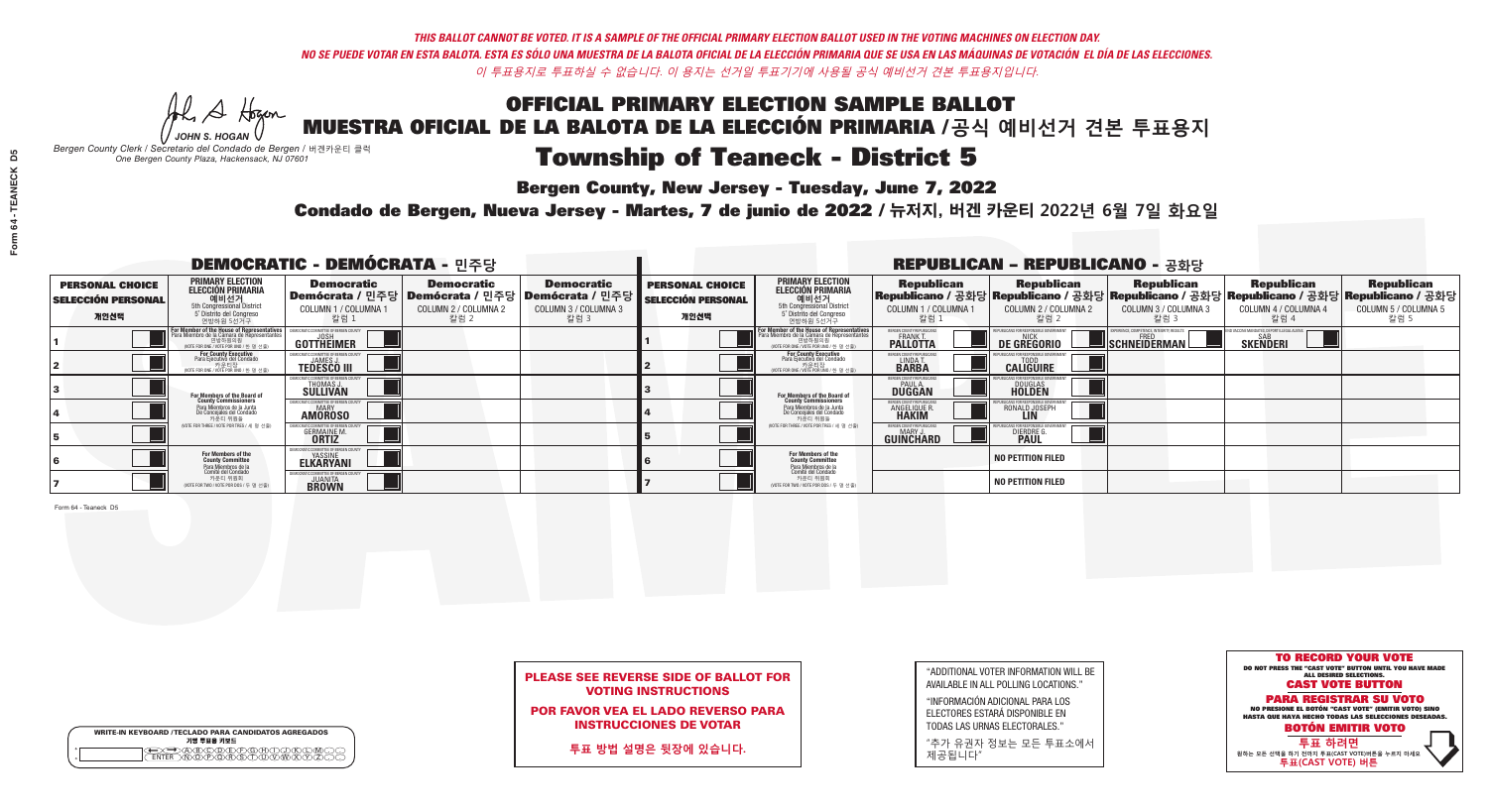*THIS BALLOT CANNOT BE VOTED. IT IS A SAMPLE OF THE OFFICIAL PRIMARY ELECTION BALLOT USED IN THE VOTING MACHINES ON ELECTION DAY.*
*NO SE PUEDE VOTAR EN ESTA BALOTA. ESTA ES SÓLO UNA MUESTRA DE LA BALOTA OFICIAL DE LA ELECCIÓN PRIMARIA QUE SE USA EN LAS MÁQUINAS DE VOTACIÓN EL DÍA DE LAS ELECCIONES.*
*이 투표용지로 투표하실 수 없습니다. 이 용지는 선거일 투표기기에 사용될 공식 예비선거 견본 투표용지입니다.*

JOHN S. HOGAN
*Bergen County Clerk / Secretario del Condado de Bergen / 버겐카운티 클럭*
*One Bergen County Plaza, Hackensack, NJ 07601*

# OFFICIAL PRIMARY ELECTION SAMPLE BALLOT
# MUESTRA OFICIAL DE LA BALOTA DE LA ELECCIÓN PRIMARIA /공식 예비선거 견본 투표용지

## Township of Teaneck - District 5

**Bergen County, New Jersey - Tuesday, June 7, 2022**

**Condado de Bergen, Nueva Jersey - Martes, 7 de junio de 2022 / 뉴저지, 버겐 카운티 2022년 6월 7일 화요일**

### DEMOCRATIC - DEMÓCRATA - 민주당

| PERSONAL CHOICE / SELECCIÓN PERSONAL / 개인선택 | PRIMARY ELECTION / ELECCIÓN PRIMARIA / 예비선거 | Democratic / Demócrata / 민주당 COLUMN 1 / COLUMNA 1 / 칼럼 1 | Democratic / Demócrata / 민주당 COLUMN 2 / COLUMNA 2 / 칼럼 2 | Democratic / Demócrata / 민주당 COLUMN 3 / COLUMNA 3 / 칼럼 3 |
|---|---|---|---|---|
| 1 | For Member of the House of Representatives / Para Miembro de la Cámara de Representantes / 연방하원의원 (VOTE FOR ONE / VOTE POR UNO / 한 명 선출) | JOSH GOTTHEIMER | | |
| 2 | For County Executive / Para Ejecutivo del Condado / 카운티장 (VOTE FOR ONE / VOTE POR UNO / 한 명 선출) | JAMES J. TEDESCO III | | |
| 3 | For Members of the Board of County Commissioners / Para Miembros de la Junta De Concejales del Condado / 카운티 위원들 (VOTE FOR THREE / VOTE POR TRES / 세 명 선출) | THOMAS J. SULLIVAN | | |
| 4 | | MARY AMOROSO | | |
| 5 | | GERMAINE M. ORTIZ | | |
| 6 | For Members of the County Committee / Para Miembros de la Comité del Condado / 카운티 위원회 (VOTE FOR TWO / VOTE POR DOS / 두 명 선출) | YASSINE ELKARYANI | | |
| 7 | | JUANITA BROWN | | |

### REPUBLICAN - REPUBLICANO - 공화당

| PERSONAL CHOICE / SELECCIÓN PERSONAL / 개인선택 | PRIMARY ELECTION / ELECCIÓN PRIMARIA / 예비선거 | Republican COLUMN 1 | Republican COLUMN 2 | Republican COLUMN 3 | Republican COLUMN 4 | Republican COLUMN 5 |
|---|---|---|---|---|---|---|
| 1 | For Member of the House of Representatives (VOTE FOR ONE) | FRANK T. PALLOTTA | NICK DE GREGORIO | FRED SCHNEIDERMAN | SAB SKENDERI | |
| 2 | For County Executive (VOTE FOR ONE) | LINDA T. BARBA | TODD CALIGUIRE | | | |
| 3 | For Members of the Board of County Commissioners (VOTE FOR THREE) | PAUL A. DUGGAN | DOUGLAS HOLDEN | | | |
| 4 | | ANGELIQUE R. HAKIM | RONALD JOSEPH LIN | | | |
| 5 | | MARY J. GUINCHARD | DIERDRE G. PAUL | | | |
| 6 | For Members of the County Committee (VOTE FOR TWO) | | NO PETITION FILED | | | |
| 7 | | | NO PETITION FILED | | | |

Form 64 - Teaneck D5

**PLEASE SEE REVERSE SIDE OF BALLOT FOR VOTING INSTRUCTIONS**

**POR FAVOR VEA EL LADO REVERSO PARA INSTRUCCIONES DE VOTAR**

**투표 방법 설명은 뒷장에 있습니다.**

"ADDITIONAL VOTER INFORMATION WILL BE AVAILABLE IN ALL POLLING LOCATIONS."

"INFORMACIÓN ADICIONAL PARA LOS ELECTORES ESTARÁ DISPONIBLE EN TODAS LAS URNAS ELECTORALES."

"추가 유권자 정보는 모든 투표소에서 제공됩니다"

**TO RECORD YOUR VOTE**
DO NOT PRESS THE "CAST VOTE" BUTTON UNTIL YOU HAVE MADE ALL DESIRED SELECTIONS.
**CAST VOTE BUTTON**
**PARA REGISTRAR SU VOTO**
NO PRESIONE EL BOTÓN "CAST VOTE" (EMITIR VOTO) SINO HASTA QUE HAYA HECHO TODAS LAS SELECCIONES DESEADAS.
**BOTÓN EMITIR VOTO**
**투표 하려면**
원하는 모든 선택을 하기 전까지 투표(CAST VOTE)버튼을 누르지 마세요
**투표(CAST VOTE) 버튼**

WRITE-IN KEYBOARD /TECLADO PARA CANDIDATOS AGREGADOS
기명 투표용 키보드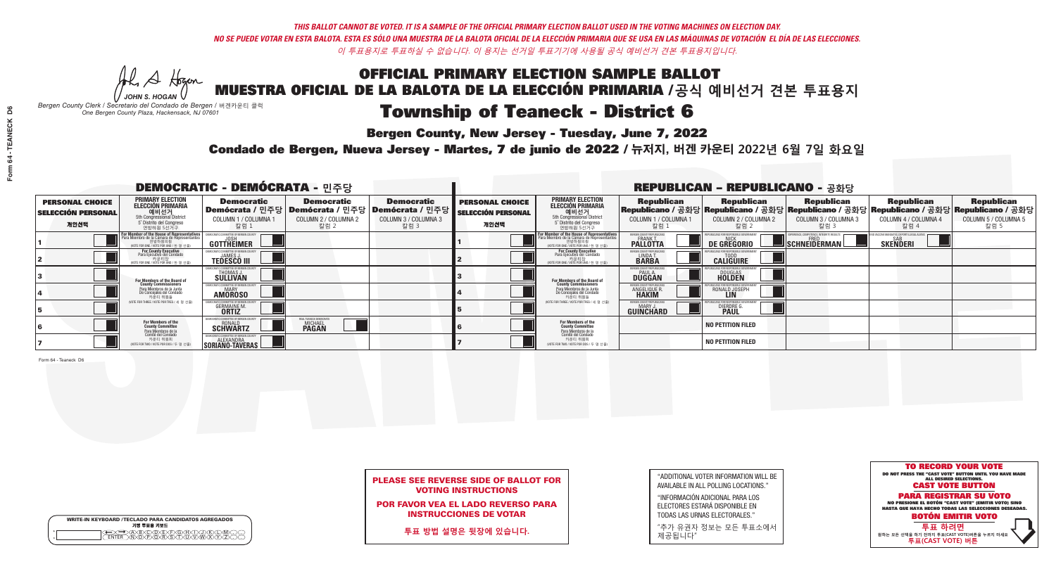*THIS BALLOT CANNOT BE VOTED. IT IS A SAMPLE OF THE OFFICIAL PRIMARY ELECTION BALLOT USED IN THE VOTING MACHINES ON ELECTION DAY.*

*NO SE PUEDE VOTAR EN ESTA BALOTA. ESTA ES SÓLO UNA MUESTRA DE LA BALOTA OFICIAL DE LA ELECCIÓN PRIMARIA QUE SE USA EN LAS MÁQUINAS DE VOTACIÓN EL DÍA DE LAS ELECCIONES.*

*이 투표용지로 투표하실 수 없습니다. 이 용지는 선거일 투표기기에 사용될 공식 예비선거 견본 투표용지입니다.*

JOHN S. HOGAN

*Bergen County Clerk / Secretario del Condado de Bergen / 버겐카운티 클럭*
*One Bergen County Plaza, Hackensack, NJ 07601*

# OFFICIAL PRIMARY ELECTION SAMPLE BALLOT
# MUESTRA OFICIAL DE LA BALOTA DE LA ELECCIÓN PRIMARIA /공식 예비선거 견본 투표용지

## Township of Teaneck - District 6

**Bergen County, New Jersey - Tuesday, June 7, 2022**

**Condado de Bergen, Nueva Jersey - Martes, 7 de junio de 2022 / 뉴저지, 버겐 카운티 2022년 6월 7일 화요일**

### DEMOCRATIC - DEMÓCRATA - 민주당

| PERSONAL CHOICE / SELECCIÓN PERSONAL / 개인선택 | PRIMARY ELECTION / ELECCIÓN PRIMARIA / 예비선거 | Democratic / Demócrata / 민주당 COLUMN 1 / COLUMNA 1 / 칼럼 1 | Democratic / Demócrata / 민주당 COLUMN 2 / COLUMNA 2 / 칼럼 2 | Democratic / Demócrata / 민주당 COLUMN 3 / COLUMNA 3 / 칼럼 3 |
|---|---|---|---|---|
| 1 | For Member of the House of Representatives / Para Miembro de la Cámara de Representantes / 연방하원의원 (5th Congressional District) (VOTE FOR ONE / VOTE POR UNO / 한 명 선출) | JOSH GOTTHEIMER | | |
| 2 | For County Executive / Para Ejecutivo del Condado / 카운티장 (VOTE FOR ONE / VOTE POR UNO / 한 명 선출) | JAMES J. TEDESCO III | | |
| 3 | For Members of the Board of County Commissioners / Para Miembros de la Junta De Concejales del Condado / 카운티 위원들 (VOTE FOR THREE / VOTE POR TRES / 세 명 선출) | THOMAS J. SULLIVAN | | |
| 4 | | MARY AMOROSO | | |
| 5 | | GERMAINE M. ORTIZ | | |
| 6 | For Members of the County Committee / Para Miembros de la Comité del Condado / 카운티 위원회 (VOTE FOR TWO / VOTE POR DOS / 두 명 선출) | RONALD SCHWARTZ | MICHAEL PAGAN | |
| 7 | | ALEXANDRA SORIANO-TAVERAS | | |

### REPUBLICAN - REPUBLICANO - 공화당

| PERSONAL CHOICE / SELECCIÓN PERSONAL / 개인선택 | PRIMARY ELECTION / ELECCIÓN PRIMARIA / 예비선거 | Republican / Republicano / 공화당 COLUMN 1 / COLUMNA 1 / 칼럼 1 | Republican / Republicano / 공화당 COLUMN 2 / COLUMNA 2 / 칼럼 2 | Republican / Republicano / 공화당 COLUMN 3 / COLUMNA 3 / 칼럼 3 | Republican / Republicano / 공화당 COLUMN 4 / COLUMNA 4 / 칼럼 4 | Republican / Republicano / 공화당 COLUMN 5 / COLUMNA 5 / 칼럼 5 |
|---|---|---|---|---|---|---|
| 1 | For Member of the House of Representatives / Para Miembro de la Cámara de Representantes / 연방하원의원 (5th Congressional District) (VOTE FOR ONE / VOTE POR UNO / 한 명 선출) | FRANK T. PALLOTTA | NICK DE GREGORIO | FRED SCHNEIDERMAN | SAB SKENDERI | |
| 2 | For County Executive / Para Ejecutivo del Condado / 카운티장 (VOTE FOR ONE / VOTE POR UNO / 한 명 선출) | LINDA T. BARBA | TODD CALIGUIRE | | | |
| 3 | For Members of the Board of County Commissioners / Para Miembros de la Junta De Concejales del Condado / 카운티 위원들 (VOTE FOR THREE / VOTE POR TRES / 세 명 선출) | PAUL A. DUGGAN | DOUGLAS HOLDEN | | | |
| 4 | | ANGELIQUE R. HAKIM | RONALD JOSEPH LIN | | | |
| 5 | | MARY J. GUINCHARD | DIERDRE G. PAUL | | | |
| 6 | For Members of the County Committee / Para Miembros de la Comité del Condado / 카운티 위원회 (VOTE FOR TWO / VOTE POR DOS / 두 명 선출) | | NO PETITION FILED | | | |
| 7 | | | NO PETITION FILED | | | |

Form 64 - Teaneck D6

**PLEASE SEE REVERSE SIDE OF BALLOT FOR VOTING INSTRUCTIONS**

**POR FAVOR VEA EL LADO REVERSO PARA INSTRUCCIONES DE VOTAR**

**투표 방법 설명은 뒷장에 있습니다.**

"ADDITIONAL VOTER INFORMATION WILL BE AVAILABLE IN ALL POLLING LOCATIONS."

"INFORMACIÓN ADICIONAL PARA LOS ELECTORES ESTARÁ DISPONIBLE EN TODAS LAS URNAS ELECTORALES."

"추가 유권자 정보는 모든 투표소에서 제공됩니다"

**TO RECORD YOUR VOTE**
DO NOT PRESS THE "CAST VOTE" BUTTON UNTIL YOU HAVE MADE ALL DESIRED SELECTIONS.
**CAST VOTE BUTTON**

**PARA REGISTRAR SU VOTO**
NO PRESIONE EL BOTÓN "CAST VOTE" (EMITIR VOTO) SINO HASTA QUE HAYA HECHO TODAS LAS SELECCIONES DESEADAS.
**BOTÓN EMITIR VOTO**

**투표 하려면**
원하는 모든 선택을 하기 전까지 투표(CAST VOTE)버튼을 누르지 마세요
**투표(CAST VOTE) 버튼**

WRITE-IN KEYBOARD /TECLADO PARA CANDIDATOS AGREGADOS
기명 투표용 키보드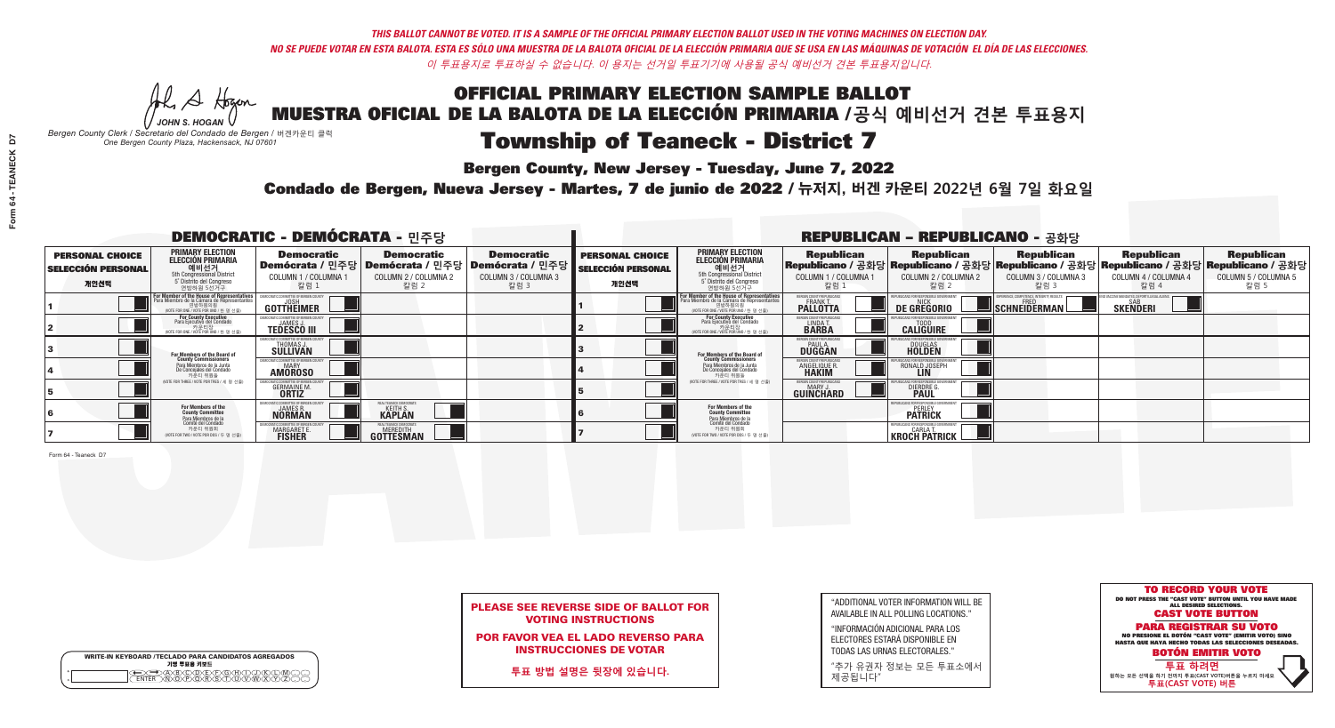*THIS BALLOT CANNOT BE VOTED. IT IS A SAMPLE OF THE OFFICIAL PRIMARY ELECTION BALLOT USED IN THE VOTING MACHINES ON ELECTION DAY.*
*NO SE PUEDE VOTAR EN ESTA BALOTA. ESTA ES SÓLO UNA MUESTRA DE LA BALOTA OFICIAL DE LA ELECCIÓN PRIMARIA QUE SE USA EN LAS MÁQUINAS DE VOTACIÓN EL DÍA DE LAS ELECCIONES.*
*이 투표용지로 투표하실 수 없습니다. 이 용지는 선거일 투표기기에 사용될 공식 예비선거 견본 투표용지입니다.*

JOHN S. HOGAN
*Bergen County Clerk / Secretario del Condado de Bergen / 버겐카운티 클럭*
*One Bergen County Plaza, Hackensack, NJ 07601*

# OFFICIAL PRIMARY ELECTION SAMPLE BALLOT
# MUESTRA OFICIAL DE LA BALOTA DE LA ELECCIÓN PRIMARIA /공식 예비선거 견본 투표용지
# Township of Teaneck - District 7

**Bergen County, New Jersey - Tuesday, June 7, 2022**
**Condado de Bergen, Nueva Jersey - Martes, 7 de junio de 2022 / 뉴저지, 버겐 카운티 2022년 6월 7일 화요일**

## DEMOCRATIC - DEMÓCRATA - 민주당

| PERSONAL CHOICE / SELECCIÓN PERSONAL / 개인선택 | PRIMARY ELECTION / ELECCIÓN PRIMARIA / 예비선거 / 5th Congressional District / 5° Distrito del Congreso / 연방하원 5선거구 | Democratic / Demócrata / 민주당 COLUMN 1 / COLUMNA 1 / 칼럼 1 | Democratic / Demócrata / 민주당 COLUMN 2 / COLUMNA 2 / 칼럼 2 | Democratic / Demócrata / 민주당 COLUMN 3 / COLUMNA 3 / 칼럼 3 |
|---|---|---|---|---|
| 1 | For Member of the House of Representatives / Para Miembro de la Cámara de Representantes / 연방하원의원 (VOTE FOR ONE / VOTE POR UNO / 한 명 선출) | JOSH GOTTHEIMER (Democratic Committee of Bergen County) | | |
| 2 | For County Executive / Para Ejecutivo del Condado / 카운티장 (VOTE FOR ONE / VOTE POR UNO / 한 명 선출) | JAMES J. TEDESCO III (Democratic Committee of Bergen County) | | |
| 3 | For Members of the Board of County Commissioners / Para Miembros de la Junta De Concejales del Condado / 카운티 위원들 (VOTE FOR THREE / VOTE POR TRES / 세 명 선출) | THOMAS J. SULLIVAN (Democratic Committee of Bergen County) | | |
| 4 | | MARY AMOROSO (Democratic Committee of Bergen County) | | |
| 5 | | GERMAINE M. ORTIZ (Democratic Committee of Bergen County) | | |
| 6 | For Members of the County Committee / Para Miembros de la Comité del Condado / 카운티 위원회 (VOTE FOR TWO / VOTE POR DOS / 두 명 선출) | JAMES R. NORMAN (Democratic Committee of Bergen County) | KEITH S. KAPLAN (Real Teaneck Democrats) | |
| 7 | | MARGARET E. FISHER (Democratic Committee of Bergen County) | MEREDITH GOTTESMAN (Real Teaneck Democrats) | |

## REPUBLICAN - REPUBLICANO - 공화당

| PERSONAL CHOICE / SELECCIÓN PERSONAL / 개인선택 | PRIMARY ELECTION / ELECCIÓN PRIMARIA / 예비선거 / 5th Congressional District / 5° Distrito del Congreso / 연방하원 5선거구 | Republican / Republicano / 공화당 COLUMN 1 / COLUMNA 1 / 칼럼 1 | Republican / Republicano / 공화당 COLUMN 2 / COLUMNA 2 / 칼럼 2 | Republican / Republicano / 공화당 COLUMN 3 / COLUMNA 3 / 칼럼 3 | Republican / Republicano / 공화당 COLUMN 4 / COLUMNA 4 / 칼럼 4 | Republican / Republicano / 공화당 COLUMN 5 / COLUMNA 5 / 칼럼 5 |
|---|---|---|---|---|---|---|
| 1 | For Member of the House of Representatives / Para Miembro de la Cámara de Representantes / 연방하원의원 (VOTE FOR ONE / VOTE POR UNO / 한 명 선출) | FRANK T. PALLOTTA (Bergen County Republicans) | NICK DE GREGORIO (Republicans for Responsible Government) | FRED SCHNEIDERMAN (Experience, Competence, Integrity, Results) | SAB SKENDERI (End Vaccine Mandates, Deport Illegal Aliens) | |
| 2 | For County Executive / Para Ejecutivo del Condado / 카운티장 (VOTE FOR ONE / VOTE POR UNO / 한 명 선출) | LINDA T. BARBA (Bergen County Republicans) | TODD CALIGUIRE (Republicans for Responsible Government) | | | |
| 3 | For Members of the Board of County Commissioners / Para Miembros de la Junta De Concejales del Condado / 카운티 위원들 (VOTE FOR THREE / VOTE POR TRES / 세 명 선출) | PAUL A. DUGGAN (Bergen County Republicans) | DOUGLAS HOLDEN (Republicans for Responsible Government) | | | |
| 4 | | ANGELIQUE R. HAKIM (Bergen County Republicans) | RONALD JOSEPH LIN (Republicans for Responsible Government) | | | |
| 5 | | MARY J. GUINCHARD (Bergen County Republicans) | DIERDRE G. PAUL (Republicans for Responsible Government) | | | |
| 6 | For Members of the County Committee / Para Miembros de la Comité del Condado / 카운티 위원회 (VOTE FOR TWO / VOTE POR DOS / 두 명 선출) | | PERLEY PATRICK (Republicans for Responsible Government) | | | |
| 7 | | | CARLA T. KROCH PATRICK (Republicans for Responsible Government) | | | |

Form 64 - Teaneck D7

**PLEASE SEE REVERSE SIDE OF BALLOT FOR VOTING INSTRUCTIONS**
**POR FAVOR VEA EL LADO REVERSO PARA INSTRUCCIONES DE VOTAR**
**투표 방법 설명은 뒷장에 있습니다.**

"ADDITIONAL VOTER INFORMATION WILL BE AVAILABLE IN ALL POLLING LOCATIONS."
"INFORMACIÓN ADICIONAL PARA LOS ELECTORES ESTARÁ DISPONIBLE EN TODAS LAS URNAS ELECTORALES."
"추가 유권자 정보는 모든 투표소에서 제공됩니다"

WRITE-IN KEYBOARD /TECLADO PARA CANDIDATOS AGREGADOS
기명 투표용 키보드

**TO RECORD YOUR VOTE**
DO NOT PRESS THE "CAST VOTE" BUTTON UNTIL YOU HAVE MADE ALL DESIRED SELECTIONS.
**CAST VOTE BUTTON**
**PARA REGISTRAR SU VOTO**
NO PRESIONE EL BOTÓN "CAST VOTE" (EMITIR VOTO) SINO HASTA QUE HAYA HECHO TODAS LAS SELECCIONES DESEADAS.
**BOTÓN EMITIR VOTO**
**투표 하려면**
원하는 모든 선택을 하기 전까지 투표(CAST VOTE)버튼을 누르지 마세요
**투표(CAST VOTE) 버튼**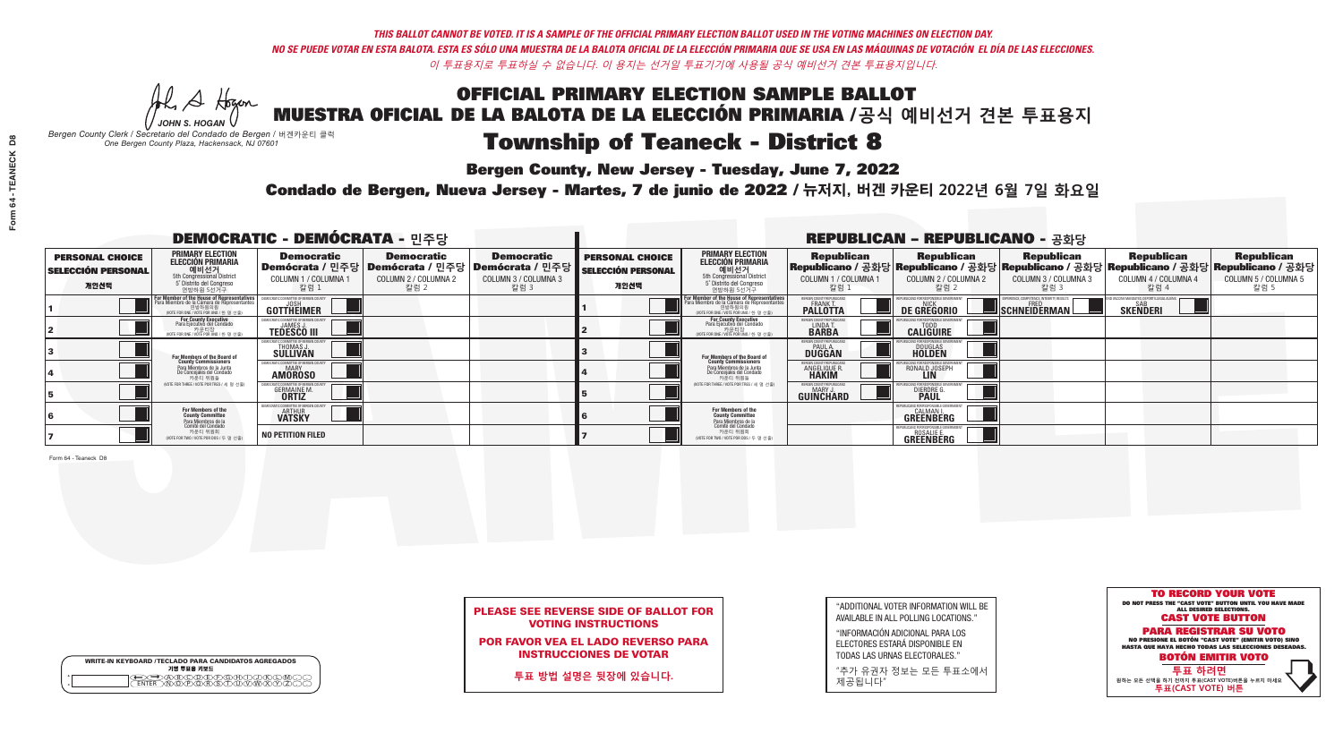*THIS BALLOT CANNOT BE VOTED. IT IS A SAMPLE OF THE OFFICIAL PRIMARY ELECTION BALLOT USED IN THE VOTING MACHINES ON ELECTION DAY.*

*NO SE PUEDE VOTAR EN ESTA BALOTA. ESTA ES SÓLO UNA MUESTRA DE LA BALOTA OFICIAL DE LA ELECCIÓN PRIMARIA QUE SE USA EN LAS MÁQUINAS DE VOTACIÓN EL DÍA DE LAS ELECCIONES.*

*이 투표용지로 투표하실 수 없습니다. 이 용지는 선거일 투표기기에 사용될 공식 예비선거 견본 투표용지입니다.*

JOHN S. HOGAN
*Bergen County Clerk / Secretario del Condado de Bergen / 버겐카운티 클럭*
*One Bergen County Plaza, Hackensack, NJ 07601*

# OFFICIAL PRIMARY ELECTION SAMPLE BALLOT
# MUESTRA OFICIAL DE LA BALOTA DE LA ELECCIÓN PRIMARIA /공식 예비선거 견본 투표용지

## Township of Teaneck - District 8

**Bergen County, New Jersey - Tuesday, June 7, 2022**

**Condado de Bergen, Nueva Jersey - Martes, 7 de junio de 2022 / 뉴저지, 버겐 카운티 2022년 6월 7일 화요일**

### DEMOCRATIC - DEMÓCRATA - 민주당

| PERSONAL CHOICE / SELECCIÓN PERSONAL / 개인선택 | PRIMARY ELECTION / ELECCIÓN PRIMARIA / 예비선거 | Democratic / Demócrata / 민주당 COLUMN 1 / COLUMNA 1 / 칼럼 1 | Democratic / Demócrata / 민주당 COLUMN 2 / COLUMNA 2 / 칼럼 2 | Democratic / Demócrata / 민주당 COLUMN 3 / COLUMNA 3 / 칼럼 3 |
|---|---|---|---|---|
| 1 | For Member of the House of Representatives / Para Miembro de la Cámara de Representantes / 연방하원의원 (5th Congressional District) (VOTE FOR ONE / VOTE POR UNO / 한 명 선출) | JOSH GOTTHEIMER | | |
| 2 | For County Executive / Para Ejecutivo del Condado / 카운티장 (VOTE FOR ONE / VOTE POR UNO / 한 명 선출) | JAMES J. TEDESCO III | | |
| 3 | For Members of the Board of County Commissioners / Para Miembros de la Junta De Concejales del Condado / 카운티 위원들 (VOTE FOR THREE / VOTE POR TRES / 세 명 선출) | THOMAS J. SULLIVAN | | |
| 4 | | MARY AMOROSO | | |
| 5 | | GERMAINE M. ORTIZ | | |
| 6 | For Members of the County Committee / Para Miembros de la Comité del Condado / 카운티 위원회 (VOTE FOR TWO / VOTE POR DOS / 두 명 선출) | ARTHUR VATSKY | | |
| 7 | | NO PETITION FILED | | |

### REPUBLICAN - REPUBLICANO - 공화당

| PERSONAL CHOICE / SELECCIÓN PERSONAL / 개인선택 | PRIMARY ELECTION / ELECCIÓN PRIMARIA / 예비선거 | Republican / Republicano / 공화당 COLUMN 1 / COLUMNA 1 / 칼럼 1 | Republican / Republicano / 공화당 COLUMN 2 / COLUMNA 2 / 칼럼 2 | Republican / Republicano / 공화당 COLUMN 3 / COLUMNA 3 / 칼럼 3 | Republican / Republicano / 공화당 COLUMN 4 / COLUMNA 4 / 칼럼 4 | Republican / Republicano / 공화당 COLUMN 5 / COLUMNA 5 / 칼럼 5 |
|---|---|---|---|---|---|---|
| 1 | For Member of the House of Representatives / Para Miembro de la Cámara de Representantes / 연방하원의원 (5th Congressional District) (VOTE FOR ONE / VOTE POR UNO / 한 명 선출) | FRANK T. PALLOTTA | NICK DE GREGORIO | FRED SCHNEIDERMAN | SAB SKENDERI | |
| 2 | For County Executive / Para Ejecutivo del Condado / 카운티장 (VOTE FOR ONE / VOTE POR UNO / 한 명 선출) | LINDA T. BARBA | TODD CALIGUIRE | | | |
| 3 | For Members of the Board of County Commissioners / Para Miembros de la Junta De Concejales del Condado / 카운티 위원들 (VOTE FOR THREE / VOTE POR TRES / 세 명 선출) | PAUL A. DUGGAN | DOUGLAS HOLDEN | | | |
| 4 | | ANGELIQUE R. HAKIM | RONALD JOSEPH LIN | | | |
| 5 | | MARY J. GUINCHARD | DIERDRE G. PAUL | | | |
| 6 | For Members of the County Committee / Para Miembros de la Comité del Condado / 카운티 위원회 (VOTE FOR TWO / VOTE POR DOS / 두 명 선출) | | CALMAN I. GREENBERG | | | |
| 7 | | | ROSALIE E. GREENBERG | | | |

Form 64 - Teaneck D8

**PLEASE SEE REVERSE SIDE OF BALLOT FOR VOTING INSTRUCTIONS**

**POR FAVOR VEA EL LADO REVERSO PARA INSTRUCCIONES DE VOTAR**

**투표 방법 설명은 뒷장에 있습니다.**

"ADDITIONAL VOTER INFORMATION WILL BE AVAILABLE IN ALL POLLING LOCATIONS."

"INFORMACIÓN ADICIONAL PARA LOS ELECTORES ESTARÁ DISPONIBLE EN TODAS LAS URNAS ELECTORALES."

"추가 유권자 정보는 모든 투표소에서 제공됩니다"

WRITE-IN KEYBOARD /TECLADO PARA CANDIDATOS AGREGADOS
기명 투표용 키보드

**TO RECORD YOUR VOTE**
DO NOT PRESS THE "CAST VOTE" BUTTON UNTIL YOU HAVE MADE ALL DESIRED SELECTIONS.
**CAST VOTE BUTTON**

**PARA REGISTRAR SU VOTO**
NO PRESIONE EL BOTÓN "CAST VOTE" (EMITIR VOTO) SINO HASTA QUE HAYA HECHO TODAS LAS SELECCIONES DESEADAS.
**BOTÓN EMITIR VOTO**

**투표 하려면**
원하는 모든 선택을 하기 전까지 투표(CAST VOTE)버튼을 누르지 마세요
**투표(CAST VOTE) 버튼**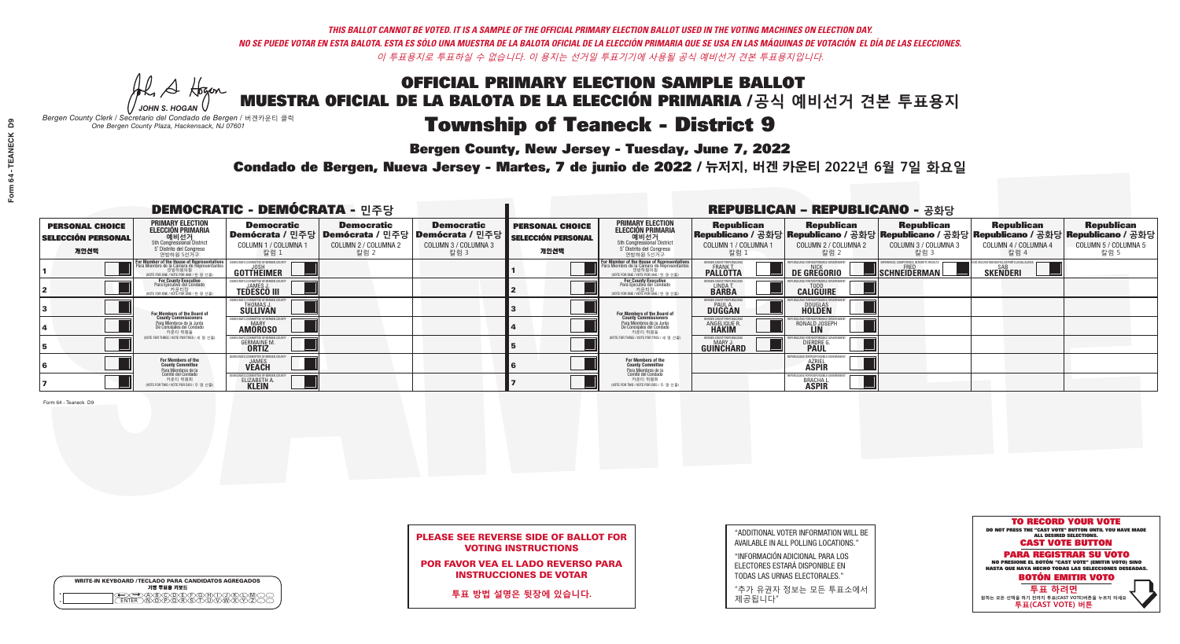*THIS BALLOT CANNOT BE VOTED. IT IS A SAMPLE OF THE OFFICIAL PRIMARY ELECTION BALLOT USED IN THE VOTING MACHINES ON ELECTION DAY.*
*NO SE PUEDE VOTAR EN ESTA BALOTA. ESTA ES SÓLO UNA MUESTRA DE LA BALOTA OFICIAL DE LA ELECCIÓN PRIMARIA QUE SE USA EN LAS MÁQUINAS DE VOTACIÓN EL DÍA DE LAS ELECCIONES.*
*이 투표용지로 투표하실 수 없습니다. 이 용지는 선거일 투표기기에 사용될 공식 예비선거 견본 투표용지입니다.*

JOHN S. HOGAN
*Bergen County Clerk / Secretario del Condado de Bergen / 버겐카운티 클럭*
*One Bergen County Plaza, Hackensack, NJ 07601*

# OFFICIAL PRIMARY ELECTION SAMPLE BALLOT
# MUESTRA OFICIAL DE LA BALOTA DE LA ELECCIÓN PRIMARIA / 공식 예비선거 견본 투표용지

## Township of Teaneck - District 9

**Bergen County, New Jersey - Tuesday, June 7, 2022**

**Condado de Bergen, Nueva Jersey - Martes, 7 de junio de 2022 / 뉴저지, 버겐 카운티 2022년 6월 7일 화요일**

### DEMOCRATIC - DEMÓCRATA - 민주당

| PERSONAL CHOICE / SELECCIÓN PERSONAL / 개인선택 | PRIMARY ELECTION / ELECCIÓN PRIMARIA / 예비선거 (5th Congressional District / 5° Distrito del Congreso / 연방하원 5선거구) | Democratic / Demócrata / 민주당 COLUMN 1 / COLUMNA 1 / 칼럼 1 | Democratic / Demócrata / 민주당 COLUMN 2 / COLUMNA 2 / 칼럼 2 | Democratic / Demócrata / 민주당 COLUMN 3 / COLUMNA 3 / 칼럼 3 |
|---|---|---|---|---|
| 1 | For Member of the House of Representatives / Para Miembro de la Cámara de Representantes / 연방하원의원 (VOTE FOR ONE / VOTE POR UNO / 한 명 선출) | JOSH GOTTHEIMER | | |
| 2 | For County Executive / Para Ejecutivo del Condado / 카운티장 (VOTE FOR ONE / VOTE POR UNO / 한 명 선출) | JAMES J. TEDESCO III | | |
| 3 | For Members of the Board of County Commissioners / Para Miembros de la Junta De Concejales del Condado / 카운티 위원들 (VOTE FOR THREE / VOTE POR TRES / 세 명 선출) | THOMAS J. SULLIVAN | | |
| 4 | | MARY AMOROSO | | |
| 5 | | GERMAINE M. ORTIZ | | |
| 6 | For Members of the County Committee / Para Miembros de la Comité del Condado / 카운티 위원회 (VOTE FOR TWO / VOTE POR DOS / 두 명 선출) | JAMES VEACH | | |
| 7 | | ELIZABETH A. KLEIN | | |

### REPUBLICAN - REPUBLICANO - 공화당

| PERSONAL CHOICE / SELECCIÓN PERSONAL / 개인선택 | PRIMARY ELECTION / ELECCIÓN PRIMARIA / 예비선거 (5th Congressional District / 5° Distrito del Congreso / 연방하원 5선거구) | Republican / Republicano / 공화당 COLUMN 1 / COLUMNA 1 / 칼럼 1 | Republican / Republicano / 공화당 COLUMN 2 / COLUMNA 2 / 칼럼 2 | Republican / Republicano / 공화당 COLUMN 3 / COLUMNA 3 / 칼럼 3 | Republican / Republicano / 공화당 COLUMN 4 / COLUMNA 4 / 칼럼 4 | Republican / Republicano / 공화당 COLUMN 5 / COLUMNA 5 / 칼럼 5 |
|---|---|---|---|---|---|---|
| 1 | For Member of the House of Representatives / Para Miembro de la Cámara de Representantes / 연방하원의원 (VOTE FOR ONE / VOTE POR UNO / 한 명 선출) | FRANK T. PALLOTTA | NICK DE GREGORIO | FRED SCHNEIDERMAN | SAB SKENDERI | |
| 2 | For County Executive / Para Ejecutivo del Condado / 카운티장 (VOTE FOR ONE / VOTE POR UNO / 한 명 선출) | LINDA T. BARBA | TODD CALIGUIRE | | | |
| 3 | For Members of the Board of County Commissioners / Para Miembros de la Junta De Concejales del Condado / 카운티 위원들 (VOTE FOR THREE / VOTE POR TRES / 세 명 선출) | PAUL A. DUGGAN | DOUGLAS HOLDEN | | | |
| 4 | | ANGELIQUE R. HAKIM | RONALD JOSEPH LIN | | | |
| 5 | | MARY J. GUINCHARD | DIERDRE G. PAUL | | | |
| 6 | For Members of the County Committee / Para Miembros de la Comité del Condado / 카운티 위원회 (VOTE FOR TWO / VOTE POR DOS / 두 명 선출) | | AZRIEL ASPIR | | | |
| 7 | | | BRACHA L. ASPIR | | | |

Form 64 - Teaneck D9

**PLEASE SEE REVERSE SIDE OF BALLOT FOR VOTING INSTRUCTIONS**

**POR FAVOR VEA EL LADO REVERSO PARA INSTRUCCIONES DE VOTAR**

**투표 방법 설명은 뒷장에 있습니다.**

"ADDITIONAL VOTER INFORMATION WILL BE AVAILABLE IN ALL POLLING LOCATIONS."

"INFORMACIÓN ADICIONAL PARA LOS ELECTORES ESTARÁ DISPONIBLE EN TODAS LAS URNAS ELECTORALES."

"추가 유권자 정보는 모든 투표소에서 제공됩니다"

WRITE-IN KEYBOARD /TECLADO PARA CANDIDATOS AGREGADOS
기명 투표용 키보드

**TO RECORD YOUR VOTE**
DO NOT PRESS THE "CAST VOTE" BUTTON UNTIL YOU HAVE MADE ALL DESIRED SELECTIONS.
**CAST VOTE BUTTON**

**PARA REGISTRAR SU VOTO**
NO PRESIONE EL BOTÓN "CAST VOTE" (EMITIR VOTO) SINO HASTA QUE HAYA HECHO TODAS LAS SELECCIONES DESEADAS.
**BOTÓN EMITIR VOTO**

**투표 하려면**
원하는 모든 선택을 하기 전까지 투표(CAST VOTE)버튼을 누르지 마세요.
**투표(CAST VOTE) 버튼**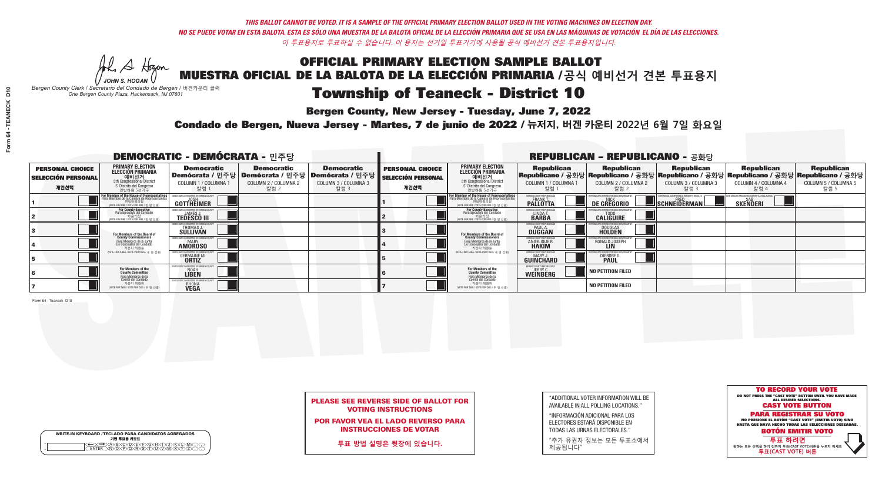*THIS BALLOT CANNOT BE VOTED. IT IS A SAMPLE OF THE OFFICIAL PRIMARY ELECTION BALLOT USED IN THE VOTING MACHINES ON ELECTION DAY.*

*NO SE PUEDE VOTAR EN ESTA BALOTA. ESTA ES SÓLO UNA MUESTRA DE LA BALOTA OFICIAL DE LA ELECCIÓN PRIMARIA QUE SE USA EN LAS MÁQUINAS DE VOTACIÓN EL DÍA DE LAS ELECCIONES.*

*이 투표용지로 투표하실 수 없습니다. 이 용지는 선거일 투표기기에 사용될 공식 예비선거 견본 투표용지입니다.*

JOHN S. HOGAN
*Bergen County Clerk / Secretario del Condado de Bergen / 버겐카운티 클럭*
*One Bergen County Plaza, Hackensack, NJ 07601*

# OFFICIAL PRIMARY ELECTION SAMPLE BALLOT
# MUESTRA OFICIAL DE LA BALOTA DE LA ELECCIÓN PRIMARIA /공식 예비선거 견본 투표용지

# Township of Teaneck - District 10

**Bergen County, New Jersey - Tuesday, June 7, 2022**

**Condado de Bergen, Nueva Jersey - Martes, 7 de junio de 2022 / 뉴저지, 버겐 카운티 2022년 6월 7일 화요일**

## DEMOCRATIC - DEMÓCRATA - 민주당

| PERSONAL CHOICE / SELECCIÓN PERSONAL / 개인선택 | PRIMARY ELECTION / ELECCIÓN PRIMARIA / 예비선거 | Democratic / Demócrata / 민주당 COLUMN 1 / COLUMNA 1 / 칼럼 1 | Democratic / Demócrata / 민주당 COLUMN 2 / COLUMNA 2 / 칼럼 2 | Democratic / Demócrata / 민주당 COLUMN 3 / COLUMNA 3 / 칼럼 3 |
|---|---|---|---|---|
| 1 | For Member of the House of Representatives / Para Miembro de la Cámara de Representantes / 연방하원의원 (5th Congressional District / 5° Distrito del Congreso / 연방하원 5선거구) (VOTE FOR ONE / VOTE POR UNO / 한 명 선출) | JOSH GOTTHEIMER | | |
| 2 | For County Executive / Para Ejecutivo del Condado / 카운티장 (VOTE FOR ONE / VOTE POR UNO / 한 명 선출) | JAMES J. TEDESCO III | | |
| 3 | For Members of the Board of County Commissioners / Para Miembros de la Junta De Concejales del Condado / 카운티 위원들 (VOTE FOR THREE / VOTE POR TRES / 세 명 선출) | THOMAS J. SULLIVAN | | |
| 4 | | MARY AMOROSO | | |
| 5 | | GERMAINE M. ORTIZ | | |
| 6 | For Members of the County Committee / Para Miembros de la Comité del Condado / 카운티 위원회 (VOTE FOR TWO / VOTE POR DOS / 두 명 선출) | NOAH LIBEN | | |
| 7 | | RHONA VEGA | | |

## REPUBLICAN - REPUBLICANO - 공화당

| PERSONAL CHOICE / SELECCIÓN PERSONAL / 개인선택 | PRIMARY ELECTION / ELECCIÓN PRIMARIA / 예비선거 | Republican / Republicano / 공화당 COLUMN 1 / COLUMNA 1 / 칼럼 1 | Republican / Republicano / 공화당 COLUMN 2 / COLUMNA 2 / 칼럼 2 | Republican / Republicano / 공화당 COLUMN 3 / COLUMNA 3 / 칼럼 3 | Republican / Republicano / 공화당 COLUMN 4 / COLUMNA 4 / 칼럼 4 | Republican / Republicano / 공화당 COLUMN 5 / COLUMNA 5 / 칼럼 5 |
|---|---|---|---|---|---|---|
| 1 | For Member of the House of Representatives / Para Miembro de la Cámara de Representantes / 연방하원의원 (5th Congressional District / 5° Distrito del Congreso / 연방하원 5선거구) (VOTE FOR ONE / VOTE POR UNO / 한 명 선출) | FRANK T. PALLOTTA | NICK DE GREGORIO | FRED SCHNEIDERMAN | SAB SKENDERI | |
| 2 | For County Executive / Para Ejecutivo del Condado / 카운티장 (VOTE FOR ONE / VOTE POR UNO / 한 명 선출) | LINDA T. BARBA | TODD CALIGUIRE | | | |
| 3 | For Members of the Board of County Commissioners / Para Miembros de la Junta De Concejales del Condado / 카운티 위원들 (VOTE FOR THREE / VOTE POR TRES / 세 명 선출) | PAUL A. DUGGAN | DOUGLAS HOLDEN | | | |
| 4 | | ANGELIQUE R. HAKIM | RONALD JOSEPH LIN | | | |
| 5 | | MARY J. GUINCHARD | DIERDRE G. PAUL | | | |
| 6 | For Members of the County Committee / Para Miembros de la Comité del Condado / 카운티 위원회 (VOTE FOR TWO / VOTE POR DOS / 두 명 선출) | JERRY C. WEINBERG | NO PETITION FILED | | | |
| 7 | | | NO PETITION FILED | | | |

**PLEASE SEE REVERSE SIDE OF BALLOT FOR VOTING INSTRUCTIONS**

**POR FAVOR VEA EL LADO REVERSO PARA INSTRUCCIONES DE VOTAR**

**투표 방법 설명은 뒷장에 있습니다.**

"ADDITIONAL VOTER INFORMATION WILL BE AVAILABLE IN ALL POLLING LOCATIONS."

"INFORMACIÓN ADICIONAL PARA LOS ELECTORES ESTARÁ DISPONIBLE EN TODAS LAS URNAS ELECTORALES."

"추가 유권자 정보는 모든 투표소에서 제공됩니다"

**TO RECORD YOUR VOTE**
DO NOT PRESS THE "CAST VOTE" BUTTON UNTIL YOU HAVE MADE ALL DESIRED SELECTIONS.
**CAST VOTE BUTTON**

**PARA REGISTRAR SU VOTO**
NO PRESIONE EL BOTÓN "CAST VOTE" (EMITIR VOTO) SINO HASTA QUE HAYA HECHO TODAS LAS SELECCIONES DESEADAS.
**BOTÓN EMITIR VOTO**

**투표 하려면**
원하는 모든 선택을 하기 전까지 투표(CAST VOTE)버튼을 누르지 마세요
**투표(CAST VOTE) 버튼**

WRITE-IN KEYBOARD /TECLADO PARA CANDIDATOS AGREGADOS
기명 투표용 키보드

Form 64 - Teaneck D10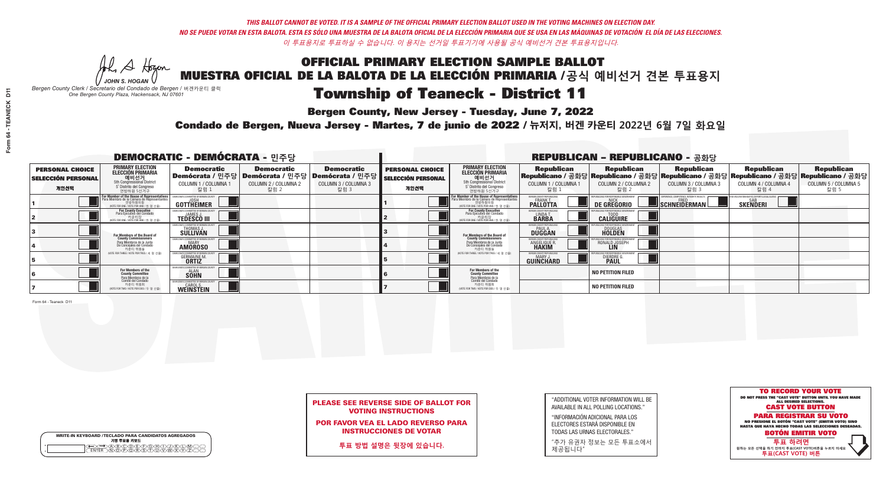*THIS BALLOT CANNOT BE VOTED. IT IS A SAMPLE OF THE OFFICIAL PRIMARY ELECTION BALLOT USED IN THE VOTING MACHINES ON ELECTION DAY.*
*NO SE PUEDE VOTAR EN ESTA BALOTA. ESTA ES SÓLO UNA MUESTRA DE LA BALOTA OFICIAL DE LA ELECCIÓN PRIMARIA QUE SE USA EN LAS MÁQUINAS DE VOTACIÓN EL DÍA DE LAS ELECCIONES.*
*이 투표용지로 투표하실 수 없습니다. 이 용지는 선거일 투표기기에 사용될 공식 예비선거 견본 투표용지입니다.*

JOHN S. HOGAN
*Bergen County Clerk / Secretario del Condado de Bergen / 버겐카운티 클럭*
*One Bergen County Plaza, Hackensack, NJ 07601*

# OFFICIAL PRIMARY ELECTION SAMPLE BALLOT
# MUESTRA OFICIAL DE LA BALOTA DE LA ELECCIÓN PRIMARIA / 공식 예비선거 견본 투표용지
# Township of Teaneck - District 11

**Bergen County, New Jersey - Tuesday, June 7, 2022**

**Condado de Bergen, Nueva Jersey - Martes, 7 de junio de 2022 / 뉴저지, 버겐 카운티 2022년 6월 7일 화요일**

## DEMOCRATIC - DEMÓCRATA - 민주당

| PERSONAL CHOICE / SELECCIÓN PERSONAL / 개인선택 | PRIMARY ELECTION / ELECCIÓN PRIMARIA / 예비선거 | Democratic / Demócrata / 민주당 COLUMN 1 / COLUMNA 1 / 칼럼 1 | Democratic / Demócrata / 민주당 COLUMN 2 / COLUMNA 2 / 칼럼 2 | Democratic / Demócrata / 민주당 COLUMN 3 / COLUMNA 3 / 칼럼 3 |
|---|---|---|---|---|
| 1 | For Member of the House of Representatives / Para Miembro de la Cámara de Representantes / 연방하원의원 (VOTE FOR ONE / VOTE POR UNO / 한 명 선출) | JOSH GOTTHEIMER | | |
| 2 | For County Executive / Para Ejecutivo del Condado / 카운티장 (VOTE FOR ONE / VOTE POR UNO / 한 명 선출) | JAMES J. TEDESCO III | | |
| 3 | For Members of the Board of County Commissioners / Para Miembros de la Junta De Concejales del Condado / 카운티 위원들 (VOTE FOR THREE / VOTE POR TRES / 세 명 선출) | THOMAS J. SULLIVAN | | |
| 4 | | MARY AMOROSO | | |
| 5 | | GERMAINE M. ORTIZ | | |
| 6 | For Members of the County Committee / Para Miembros de la Comité del Condado / 카운티 위원회 (VOTE FOR TWO / VOTE POR DOS / 두 명 선출) | ALAN SOHN | | |
| 7 | | CAROL S. WEINSTEIN | | |

## REPUBLICAN - REPUBLICANO - 공화당

| PERSONAL CHOICE / SELECCIÓN PERSONAL / 개인선택 | PRIMARY ELECTION / ELECCIÓN PRIMARIA / 예비선거 | Republican / Republicano / 공화당 COLUMN 1 / COLUMNA 1 / 칼럼 1 | Republican / Republicano / 공화당 COLUMN 2 / COLUMNA 2 / 칼럼 2 | Republican / Republicano / 공화당 COLUMN 3 / COLUMNA 3 / 칼럼 3 | Republican / Republicano / 공화당 COLUMN 4 / COLUMNA 4 / 칼럼 4 | Republican / Republicano / 공화당 COLUMN 5 / COLUMNA 5 / 칼럼 5 |
|---|---|---|---|---|---|---|
| 1 | For Member of the House of Representatives / Para Miembro de la Cámara de Representantes / 연방하원의원 (VOTE FOR ONE / VOTE POR UNO / 한 명 선출) | FRANK T. PALLOTTA | NICK DE GREGORIO | FRED SCHNEIDERMAN | SAB SKENDERI | |
| 2 | For County Executive / Para Ejecutivo del Condado / 카운티장 (VOTE FOR ONE / VOTE POR UNO / 한 명 선출) | LINDA T. BARBA | TODD CALIGUIRE | | | |
| 3 | For Members of the Board of County Commissioners / Para Miembros de la Junta De Concejales del Condado / 카운티 위원들 (VOTE FOR THREE / VOTE POR TRES / 세 명 선출) | PAUL A. DUGGAN | DOUGLAS HOLDEN | | | |
| 4 | | ANGELIQUE R. HAKIM | RONALD JOSEPH LIN | | | |
| 5 | | MARY J. GUINCHARD | DIERDRE G. PAUL | | | |
| 6 | For Members of the County Committee / Para Miembros de la Comité del Condado / 카운티 위원회 (VOTE FOR TWO / VOTE POR DOS / 두 명 선출) | | NO PETITION FILED | | | |
| 7 | | | NO PETITION FILED | | | |

**PLEASE SEE REVERSE SIDE OF BALLOT FOR VOTING INSTRUCTIONS**

**POR FAVOR VEA EL LADO REVERSO PARA INSTRUCCIONES DE VOTAR**

**투표 방법 설명은 뒷장에 있습니다.**

"ADDITIONAL VOTER INFORMATION WILL BE AVAILABLE IN ALL POLLING LOCATIONS."

"INFORMACIÓN ADICIONAL PARA LOS ELECTORES ESTARÁ DISPONIBLE EN TODAS LAS URNAS ELECTORALES."

"추가 유권자 정보는 모든 투표소에서 제공됩니다"

**TO RECORD YOUR VOTE**
DO NOT PRESS THE "CAST VOTE" BUTTON UNTIL YOU HAVE MADE ALL DESIRED SELECTIONS.
**CAST VOTE BUTTON**
**PARA REGISTRAR SU VOTO**
NO PRESIONE EL BOTÓN "CAST VOTE" (EMITIR VOTO) SINO HASTA QUE HAYA HECHO TODAS LAS SELECCIONES DESEADAS.
**BOTÓN EMITIR VOTO**
**투표 하려면**
원하는 모든 선택을 하기 전까지 투표(CAST VOTE)버튼을 누르지 마세요
**투표(CAST VOTE) 버튼**

WRITE-IN KEYBOARD / TECLADO PARA CANDIDATOS AGREGADOS / 기명 투표용 키보드

Form 64 - Teaneck D11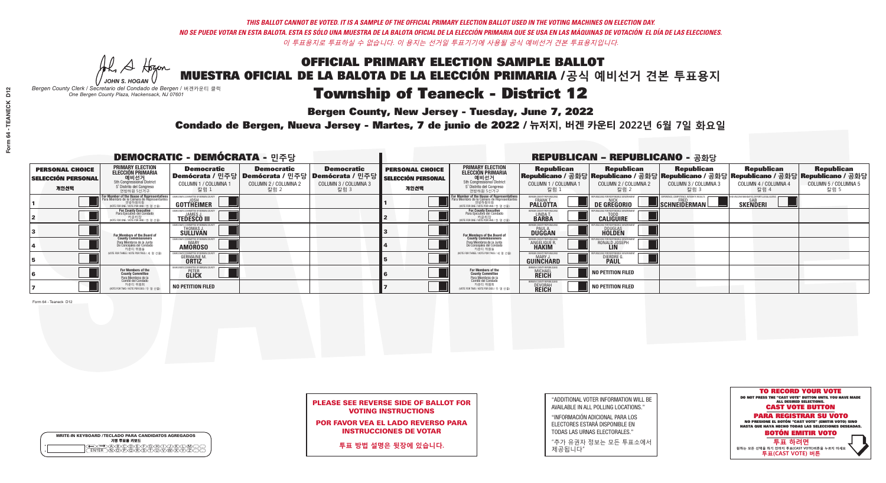*THIS BALLOT CANNOT BE VOTED. IT IS A SAMPLE OF THE OFFICIAL PRIMARY ELECTION BALLOT USED IN THE VOTING MACHINES ON ELECTION DAY.*
*NO SE PUEDE VOTAR EN ESTA BALOTA. ESTA ES SÓLO UNA MUESTRA DE LA BALOTA OFICIAL DE LA ELECCIÓN PRIMARIA QUE SE USA EN LAS MÁQUINAS DE VOTACIÓN EL DÍA DE LAS ELECCIONES.*
*이 투표용지로 투표하실 수 없습니다. 이 용지는 선거일 투표기기에 사용될 공식 예비선거 견본 투표용지입니다.*

JOHN S. HOGAN
*Bergen County Clerk / Secretario del Condado de Bergen /* 버겐카운티 클럭
*One Bergen County Plaza, Hackensack, NJ 07601*

# OFFICIAL PRIMARY ELECTION SAMPLE BALLOT
# MUESTRA OFICIAL DE LA BALOTA DE LA ELECCIÓN PRIMARIA /공식 예비선거 견본 투표용지

# Township of Teaneck - District 12

**Bergen County, New Jersey - Tuesday, June 7, 2022**

**Condado de Bergen, Nueva Jersey - Martes, 7 de junio de 2022 / 뉴저지, 버겐 카운티 2022년 6월 7일 화요일**

## DEMOCRATIC - DEMÓCRATA - 민주당

| PERSONAL CHOICE / SELECCIÓN PERSONAL / 개인선택 | PRIMARY ELECTION / ELECCIÓN PRIMARIA / 예비선거 (5th Congressional District) | Democratic / Demócrata / 민주당 COLUMN 1 / COLUMNA 1 / 칼럼 1 | Democratic / Demócrata / 민주당 COLUMN 2 / COLUMNA 2 / 칼럼 2 | Democratic / Demócrata / 민주당 COLUMN 3 / COLUMNA 3 / 칼럼 3 |
|---|---|---|---|---|
| 1 | For Member of the House of Representatives / Para Miembro de la Cámara de Representantes / 연방하원의원 (VOTE FOR ONE / VOTE POR UNO / 한 명 선출) | JOSH GOTTHEIMER | | |
| 2 | For County Executive / Para Ejecutivo del Condado / 카운티장 (VOTE FOR ONE / VOTE POR UNO / 한 명 선출) | JAMES J. TEDESCO III | | |
| 3 | For Members of the Board of County Commissioners / Para Miembros de la Junta De Concejales del Condado / 카운티 위원들 (VOTE FOR THREE / VOTE POR TRES / 세 명 선출) | THOMAS J. SULLIVAN | | |
| 4 | | MARY AMOROSO | | |
| 5 | | GERMAINE M. ORTIZ | | |
| 6 | For Members of the County Committee / Para Miembros de la Comité del Condado / 카운티 위원회 (VOTE FOR TWO / VOTE POR DOS / 두 명 선출) | PETER GLICK | | |
| 7 | | NO PETITION FILED | | |

## REPUBLICAN - REPUBLICANO - 공화당

| PERSONAL CHOICE / SELECCIÓN PERSONAL / 개인선택 | PRIMARY ELECTION / ELECCIÓN PRIMARIA / 예비선거 (5th Congressional District) | Republican / Republicano / 공화당 COLUMN 1 / COLUMNA 1 / 칼럼 1 | Republican / Republicano / 공화당 COLUMN 2 / COLUMNA 2 / 칼럼 2 | Republican / Republicano / 공화당 COLUMN 3 / COLUMNA 3 / 칼럼 3 | Republican / Republicano / 공화당 COLUMN 4 / COLUMNA 4 / 칼럼 4 | Republican / Republicano / 공화당 COLUMN 5 / COLUMNA 5 / 칼럼 5 |
|---|---|---|---|---|---|---|
| 1 | For Member of the House of Representatives / Para Miembro de la Cámara de Representantes / 연방하원의원 (VOTE FOR ONE / VOTE POR UNO / 한 명 선출) | FRANK T. PALLOTTA | NICK DE GREGORIO | FRED SCHNEIDERMAN | SAB SKENDERI | |
| 2 | For County Executive / Para Ejecutivo del Condado / 카운티장 (VOTE FOR ONE / VOTE POR UNO / 한 명 선출) | LINDA T. BARBA | TODD CALIGUIRE | | | |
| 3 | For Members of the Board of County Commissioners / Para Miembros de la Junta De Concejales del Condado / 카운티 위원들 (VOTE FOR THREE / VOTE POR TRES / 세 명 선출) | PAUL A. DUGGAN | DOUGLAS HOLDEN | | | |
| 4 | | ANGELIQUE R. HAKIM | RONALD JOSEPH LIN | | | |
| 5 | | MARY J. GUINCHARD | DIERDRE G. PAUL | | | |
| 6 | For Members of the County Committee / Para Miembros de la Comité del Condado / 카운티 위원회 (VOTE FOR TWO / VOTE POR DOS / 두 명 선출) | MICHAEL REICH | NO PETITION FILED | | | |
| 7 | | DEVORAH REICH | NO PETITION FILED | | | |

Form 64 - Teaneck D12

**PLEASE SEE REVERSE SIDE OF BALLOT FOR VOTING INSTRUCTIONS**

**POR FAVOR VEA EL LADO REVERSO PARA INSTRUCCIONES DE VOTAR**

**투표 방법 설명은 뒷장에 있습니다.**

"ADDITIONAL VOTER INFORMATION WILL BE AVAILABLE IN ALL POLLING LOCATIONS."

"INFORMACIÓN ADICIONAL PARA LOS ELECTORES ESTARÁ DISPONIBLE EN TODAS LAS URNAS ELECTORALES."

"추가 유권자 정보는 모든 투표소에서 제공됩니다"

**TO RECORD YOUR VOTE**
DO NOT PRESS THE "CAST VOTE" BUTTON UNTIL YOU HAVE MADE ALL DESIRED SELECTIONS.
**CAST VOTE BUTTON**

**PARA REGISTRAR SU VOTO**
NO PRESIONE EL BOTÓN "CAST VOTE" (EMITIR VOTO) SINO HASTA QUE HAYA HECHO TODAS LAS SELECCIONES DESEADAS.
**BOTÓN EMITIR VOTO**

**투표 하려면**
원하는 모든 선택을 하기 전까지 투표(CAST VOTE)버튼을 누르지 마세요
**투표(CAST VOTE) 버튼**

WRITE-IN KEYBOARD /TECLADO PARA CANDIDATOS AGREGADOS
기명 투표용 키보드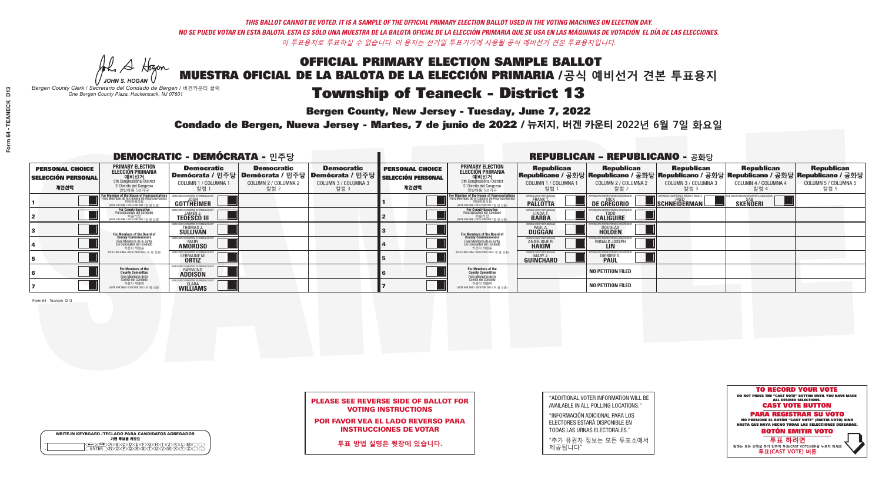*THIS BALLOT CANNOT BE VOTED. IT IS A SAMPLE OF THE OFFICIAL PRIMARY ELECTION BALLOT USED IN THE VOTING MACHINES ON ELECTION DAY.*
*NO SE PUEDE VOTAR EN ESTA BALOTA. ESTA ES SÓLO UNA MUESTRA DE LA BALOTA OFICIAL DE LA ELECCIÓN PRIMARIA QUE SE USA EN LAS MÁQUINAS DE VOTACIÓN EL DÍA DE LAS ELECCIONES.*
*이 투표용지로 투표하실 수 없습니다. 이 용지는 선거일 투표기기에 사용될 공식 예비선거 견본 투표용지입니다.*

JOHN S. HOGAN
*Bergen County Clerk / Secretario del Condado de Bergen / 버겐카운티 클럭*
*One Bergen County Plaza, Hackensack, NJ 07601*

# OFFICIAL PRIMARY ELECTION SAMPLE BALLOT
# MUESTRA OFICIAL DE LA BALOTA DE LA ELECCIÓN PRIMARIA /공식 예비선거 견본 투표용지

# Township of Teaneck - District 13

**Bergen County, New Jersey - Tuesday, June 7, 2022**

**Condado de Bergen, Nueva Jersey - Martes, 7 de junio de 2022 / 뉴저지, 버겐 카운티 2022년 6월 7일 화요일**

## DEMOCRATIC - DEMÓCRATA - 민주당

| PERSONAL CHOICE / SELECCIÓN PERSONAL / 개인선택 | PRIMARY ELECTION / ELECCIÓN PRIMARIA / 예비선거 | Democratic / Demócrata / 민주당 COLUMN 1 / COLUMNA 1 / 칼럼 1 | Democratic / Demócrata / 민주당 COLUMN 2 / COLUMNA 2 / 칼럼 2 | Democratic / Demócrata / 민주당 COLUMN 3 / COLUMNA 3 / 칼럼 3 |
|---|---|---|---|---|
| 1 | For Member of the House of Representatives / Para Miembro de la Cámara de Representantes / 연방하원의원 (5th Congressional District / 5° Distrito del Congreso / 연방하원 5선거구) (VOTE FOR ONE / VOTE POR UNO / 한 명 선출) | JOSH GOTTHEIMER | | |
| 2 | For County Executive / Para Ejecutivo del Condado / 카운티장 (VOTE FOR ONE / VOTE POR UNO / 한 명 선출) | JAMES J. TEDESCO III | | |
| 3 | For Members of the Board of County Commissioners / Para Miembros de la Junta De Concejales del Condado / 카운티 위원들 (VOTE FOR THREE / VOTE POR TRES / 세 명 선출) | THOMAS J. SULLIVAN | | |
| 4 | | MARY AMOROSO | | |
| 5 | | GERMAINE M. ORTIZ | | |
| 6 | For Members of the County Committee / Para Miembros de la Comité del Condado / 카운티 위원회 (VOTE FOR TWO / VOTE POR DOS / 두 명 선출) | RAYMOND ADDISON | | |
| 7 | | CLARA WILLIAMS | | |

## REPUBLICAN - REPUBLICANO - 공화당

| PERSONAL CHOICE / SELECCIÓN PERSONAL / 개인선택 | PRIMARY ELECTION / ELECCIÓN PRIMARIA / 예비선거 | Republican / Republicano / 공화당 COLUMN 1 / COLUMNA 1 / 칼럼 1 | Republican / Republicano / 공화당 COLUMN 2 / COLUMNA 2 / 칼럼 2 | Republican / Republicano / 공화당 COLUMN 3 / COLUMNA 3 / 칼럼 3 | Republican / Republicano / 공화당 COLUMN 4 / COLUMNA 4 / 칼럼 4 | Republican / Republicano / 공화당 COLUMN 5 / COLUMNA 5 / 칼럼 5 |
|---|---|---|---|---|---|---|
| 1 | For Member of the House of Representatives / Para Miembro de la Cámara de Representantes / 연방하원의원 (5th Congressional District / 5° Distrito del Congreso / 연방하원 5선거구) (VOTE FOR ONE / VOTE POR UNO / 한 명 선출) | FRANK T. PALLOTTA | NICK DE GREGORIO | FRED SCHNEIDERMAN | SAB SKENDERI | |
| 2 | For County Executive / Para Ejecutivo del Condado / 카운티장 (VOTE FOR ONE / VOTE POR UNO / 한 명 선출) | LINDA T. BARBA | TODD CALIGUIRE | | | |
| 3 | For Members of the Board of County Commissioners / Para Miembros de la Junta De Concejales del Condado / 카운티 위원들 (VOTE FOR THREE / VOTE POR TRES / 세 명 선출) | PAUL A. DUGGAN | DOUGLAS HOLDEN | | | |
| 4 | | ANGELIQUE R. HAKIM | RONALD JOSEPH LIN | | | |
| 5 | | MARY J. GUINCHARD | DIERDRE G. PAUL | | | |
| 6 | For Members of the County Committee / Para Miembros de la Comité del Condado / 카운티 위원회 (VOTE FOR TWO / VOTE POR DOS / 두 명 선출) | | NO PETITION FILED | | | |
| 7 | | | NO PETITION FILED | | | |

Form 64 - Teaneck D13

**PLEASE SEE REVERSE SIDE OF BALLOT FOR VOTING INSTRUCTIONS**

**POR FAVOR VEA EL LADO REVERSO PARA INSTRUCCIONES DE VOTAR**

**투표 방법 설명은 뒷장에 있습니다.**

"ADDITIONAL VOTER INFORMATION WILL BE AVAILABLE IN ALL POLLING LOCATIONS."

"INFORMACIÓN ADICIONAL PARA LOS ELECTORES ESTARÁ DISPONIBLE EN TODAS LAS URNAS ELECTORALES."

"추가 유권자 정보는 모든 투표소에서 제공됩니다"

**TO RECORD YOUR VOTE**
DO NOT PRESS THE "CAST VOTE" BUTTON UNTIL YOU HAVE MADE ALL DESIRED SELECTIONS.
**CAST VOTE BUTTON**

**PARA REGISTRAR SU VOTO**
NO PRESIONE EL BOTÓN "CAST VOTE" (EMITIR VOTO) SINO HASTA QUE HAYA HECHO TODAS LAS SELECCIONES DESEADAS.
**BOTÓN EMITIR VOTO**

**투표 하려면**
원하는 모든 선택을 하기 전까지 투표(CAST VOTE)버튼을 누르지 마세요
**투표(CAST VOTE) 버튼**

WRITE-IN KEYBOARD /TECLADO PARA CANDIDATOS AGREGADOS
기명 투표용 키보드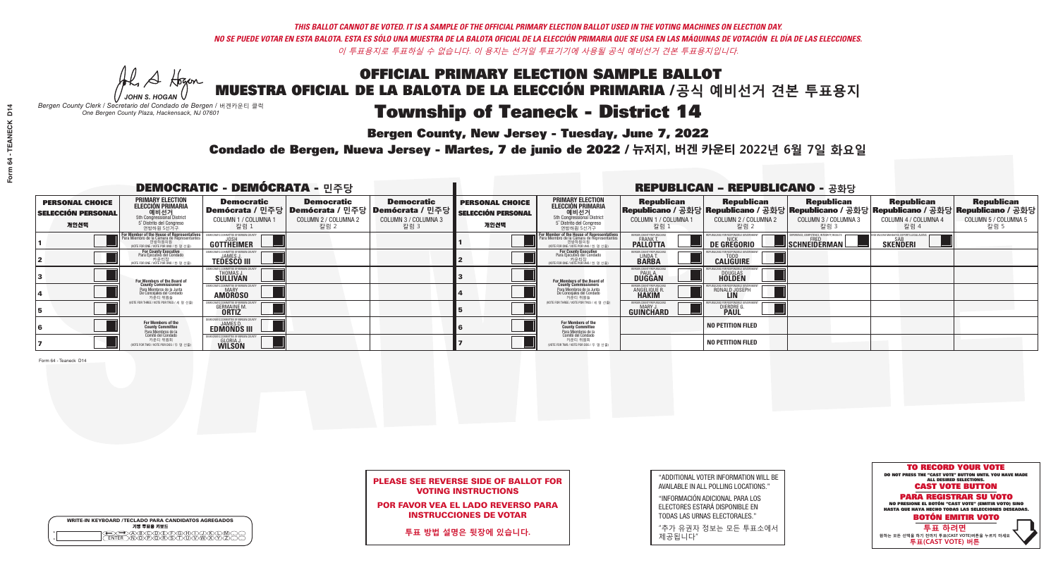*THIS BALLOT CANNOT BE VOTED. IT IS A SAMPLE OF THE OFFICIAL PRIMARY ELECTION BALLOT USED IN THE VOTING MACHINES ON ELECTION DAY.*
*NO SE PUEDE VOTAR EN ESTA BALOTA. ESTA ES SÓLO UNA MUESTRA DE LA BALOTA OFICIAL DE LA ELECCIÓN PRIMARIA QUE SE USA EN LAS MÁQUINAS DE VOTACIÓN EL DÍA DE LAS ELECCIONES.*
*이 투표용지로 투표하실 수 없습니다. 이 용지는 선거일 투표기기에 사용될 공식 예비선거 견본 투표용지입니다.*

JOHN S. HOGAN
*Bergen County Clerk / Secretario del Condado de Bergen / 버겐카운티 클럭*
*One Bergen County Plaza, Hackensack, NJ 07601*

# OFFICIAL PRIMARY ELECTION SAMPLE BALLOT
# MUESTRA OFICIAL DE LA BALOTA DE LA ELECCIÓN PRIMARIA /공식 예비선거 견본 투표용지

## Township of Teaneck - District 14

**Bergen County, New Jersey - Tuesday, June 7, 2022**

**Condado de Bergen, Nueva Jersey - Martes, 7 de junio de 2022 / 뉴저지, 버겐 카운티 2022년 6월 7일 화요일**

### DEMOCRATIC - DEMÓCRATA - 민주당

| PERSONAL CHOICE / SELECCIÓN PERSONAL / 개인선택 | PRIMARY ELECTION / ELECCIÓN PRIMARIA / 예비선거 | Democratic / Demócrata / 민주당 COLUMN 1 / COLUMNA 1 / 칼럼 1 | Democratic / Demócrata / 민주당 COLUMN 2 / COLUMNA 2 / 칼럼 2 | Democratic / Demócrata / 민주당 COLUMN 3 / COLUMNA 3 / 칼럼 3 |
|---|---|---|---|---|
| 1 | For Member of the House of Representatives / Para Miembro de la Cámara de Representantes / 연방하원의원 (VOTE FOR ONE / VOTE POR UNO / 한 명 선출) | JOSH GOTTHEIMER | | |
| 2 | For County Executive / Para Ejecutivo del Condado / 카운티장 (VOTE FOR ONE / VOTE POR UNO / 한 명 선출) | JAMES J. TEDESCO III | | |
| 3 | For Members of the Board of County Commissioners / Para Miembros de la Junta De Concejales del Condado / 카운티 위원들 (VOTE FOR THREE / VOTE POR TRES / 세 명 선출) | THOMAS J. SULLIVAN | | |
| 4 | | MARY AMOROSO | | |
| 5 | | GERMAINE M. ORTIZ | | |
| 6 | For Members of the County Committee / Para Miembros de la Comité del Condado / 카운티 위원회 (VOTE FOR TWO / VOTE POR DOS / 두 명 선출) | JAMES D. EDMONDS III | | |
| 7 | | GLORIA J. WILSON | | |

### REPUBLICAN - REPUBLICANO - 공화당

| PERSONAL CHOICE / SELECCIÓN PERSONAL / 개인선택 | PRIMARY ELECTION / ELECCIÓN PRIMARIA / 예비선거 | Republican / Republicano / 공화당 COLUMN 1 / COLUMNA 1 / 칼럼 1 | Republican / Republicano / 공화당 COLUMN 2 / COLUMNA 2 / 칼럼 2 | Republican / Republicano / 공화당 COLUMN 3 / COLUMNA 3 / 칼럼 3 | Republican / Republicano / 공화당 COLUMN 4 / COLUMNA 4 / 칼럼 4 | Republican / Republicano / 공화당 COLUMN 5 / COLUMNA 5 / 칼럼 5 |
|---|---|---|---|---|---|---|
| 1 | For Member of the House of Representatives / Para Miembro de la Cámara de Representantes / 연방하원의원 (VOTE FOR ONE / VOTE POR UNO / 한 명 선출) | FRANK T. PALLOTTA | NICK DE GREGORIO | FRED SCHNEIDERMAN | SAB SKENDERI | |
| 2 | For County Executive / Para Ejecutivo del Condado / 카운티장 (VOTE FOR ONE / VOTE POR UNO / 한 명 선출) | LINDA T. BARBA | TODD CALIGUIRE | | | |
| 3 | For Members of the Board of County Commissioners / Para Miembros de la Junta De Concejales del Condado / 카운티 위원들 (VOTE FOR THREE / VOTE POR TRES / 세 명 선출) | PAUL A. DUGGAN | DOUGLAS HOLDEN | | | |
| 4 | | ANGELIQUE R. HAKIM | RONALD JOSEPH LIN | | | |
| 5 | | MARY J. GUINCHARD | DIERDRE G. PAUL | | | |
| 6 | For Members of the County Committee / Para Miembros de la Comité del Condado / 카운티 위원회 (VOTE FOR TWO / VOTE POR DOS / 두 명 선출) | | NO PETITION FILED | | | |
| 7 | | | NO PETITION FILED | | | |

Form 64 - Teaneck D14

**PLEASE SEE REVERSE SIDE OF BALLOT FOR VOTING INSTRUCTIONS**

**POR FAVOR VEA EL LADO REVERSO PARA INSTRUCCIONES DE VOTAR**

**투표 방법 설명은 뒷장에 있습니다.**

"ADDITIONAL VOTER INFORMATION WILL BE AVAILABLE IN ALL POLLING LOCATIONS."

"INFORMACIÓN ADICIONAL PARA LOS ELECTORES ESTARÁ DISPONIBLE EN TODAS LAS URNAS ELECTORALES."

"추가 유권자 정보는 모든 투표소에서 제공됩니다"

WRITE-IN KEYBOARD /TECLADO PARA CANDIDATOS AGREGADOS
기명 투표용 키보드

**TO RECORD YOUR VOTE**
DO NOT PRESS THE "CAST VOTE" BUTTON UNTIL YOU HAVE MADE ALL DESIRED SELECTIONS.
**CAST VOTE BUTTON**

**PARA REGISTRAR SU VOTO**
NO PRESIONE EL BOTÓN "CAST VOTE" (EMITIR VOTO) SINO HASTA QUE HAYA HECHO TODAS LAS SELECCIONES DESEADAS.
**BOTÓN EMITIR VOTO**

**투표 하려면**
원하는 모든 선택을 하기 전까지 투표(CAST VOTE)버튼을 누르지 마세요
**투표(CAST VOTE) 버튼**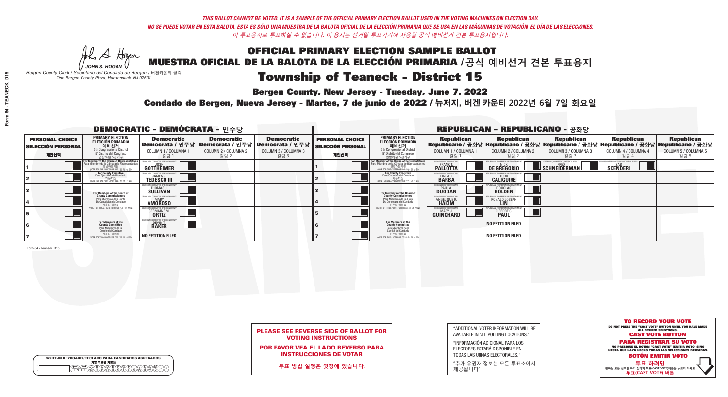*THIS BALLOT CANNOT BE VOTED. IT IS A SAMPLE OF THE OFFICIAL PRIMARY ELECTION BALLOT USED IN THE VOTING MACHINES ON ELECTION DAY.*
*NO SE PUEDE VOTAR EN ESTA BALOTA. ESTA ES SÓLO UNA MUESTRA DE LA BALOTA OFICIAL DE LA ELECCIÓN PRIMARIA QUE SE USA EN LAS MÁQUINAS DE VOTACIÓN EL DÍA DE LAS ELECCIONES.*
*이 투표용지로 투표하실 수 없습니다. 이 용지는 선거일 투표기기에 사용될 공식 예비선거 견본 투표용지입니다.*

JOHN S. HOGAN
*Bergen County Clerk / Secretario del Condado de Bergen / 버겐카운티 클럭*
*One Bergen County Plaza, Hackensack, NJ 07601*

# OFFICIAL PRIMARY ELECTION SAMPLE BALLOT
# MUESTRA OFICIAL DE LA BALOTA DE LA ELECCIÓN PRIMARIA /공식 예비선거 견본 투표용지
# Township of Teaneck - District 15

**Bergen County, New Jersey - Tuesday, June 7, 2022**

**Condado de Bergen, Nueva Jersey - Martes, 7 de junio de 2022 / 뉴저지, 버겐 카운티 2022년 6월 7일 화요일**

## DEMOCRATIC - DEMÓCRATA - 민주당

| PERSONAL CHOICE / SELECCIÓN PERSONAL / 개인선택 | PRIMARY ELECTION / ELECCIÓN PRIMARIA / 예비선거 | Democratic / Demócrata / 민주당 COLUMN 1 / COLUMNA 1 / 칼럼 1 | Democratic / Demócrata / 민주당 COLUMN 2 / COLUMNA 2 / 칼럼 2 | Democratic / Demócrata / 민주당 COLUMN 3 / COLUMNA 3 / 칼럼 3 |
|---|---|---|---|---|
| 1 | For Member of the House of Representatives / Para Miembro de la Cámara de Representantes / 연방하원의원 (5th Congressional District) (VOTE FOR ONE / VOTE POR UNO / 한 명 선출) | JOSH GOTTHEIMER | | |
| 2 | For County Executive / Para Ejecutivo del Condado / 카운티장 (VOTE FOR ONE / VOTE POR UNO / 한 명 선출) | JAMES J. TEDESCO III | | |
| 3 | For Members of the Board of County Commissioners / Para Miembros de la Junta De Concejales del Condado / 카운티 위원들 (VOTE FOR THREE / VOTE POR TRES / 세 명 선출) | THOMAS J. SULLIVAN | | |
| 4 | | MARY AMOROSO | | |
| 5 | | GERMAINE M. ORTIZ | | |
| 6 | For Members of the County Committee / Para Miembros de la Comité del Condado / 카운티 위원회 (VOTE FOR TWO / VOTE POR DOS / 두 명 선출) | DEVIN T. BAKER | | |
| 7 | | NO PETITION FILED | | |

## REPUBLICAN - REPUBLICANO - 공화당

| PERSONAL CHOICE / SELECCIÓN PERSONAL / 개인선택 | PRIMARY ELECTION / ELECCIÓN PRIMARIA / 예비선거 | Republican / Republicano / 공화당 COLUMN 1 / COLUMNA 1 / 칼럼 1 | Republican / Republicano / 공화당 COLUMN 2 / COLUMNA 2 / 칼럼 2 | Republican / Republicano / 공화당 COLUMN 3 / COLUMNA 3 / 칼럼 3 | Republican / Republicano / 공화당 COLUMN 4 / COLUMNA 4 / 칼럼 4 | Republican / Republicano / 공화당 COLUMN 5 / COLUMNA 5 / 칼럼 5 |
|---|---|---|---|---|---|---|
| 1 | For Member of the House of Representatives / Para Miembro de la Cámara de Representantes / 연방하원의원 (5th Congressional District) (VOTE FOR ONE / VOTE POR UNO / 한 명 선출) | FRANK T. PALLOTTA | NICK DE GREGORIO | FRED SCHNEIDERMAN | SAB SKENDERI | |
| 2 | For County Executive / Para Ejecutivo del Condado / 카운티장 (VOTE FOR ONE / VOTE POR UNO / 한 명 선출) | LINDA T. BARBA | TODD CALIGUIRE | | | |
| 3 | For Members of the Board of County Commissioners / Para Miembros de la Junta De Concejales del Condado / 카운티 위원들 (VOTE FOR THREE / VOTE POR TRES / 세 명 선출) | PAUL A. DUGGAN | DOUGLAS HOLDEN | | | |
| 4 | | ANGELIQUE R. HAKIM | RONALD JOSEPH LIN | | | |
| 5 | | MARY J. GUINCHARD | DIERDRE G. PAUL | | | |
| 6 | For Members of the County Committee / Para Miembros de la Comité del Condado / 카운티 위원회 (VOTE FOR TWO / VOTE POR DOS / 두 명 선출) | | NO PETITION FILED | | | |
| 7 | | | NO PETITION FILED | | | |

Form 64 - Teaneck D15

**PLEASE SEE REVERSE SIDE OF BALLOT FOR VOTING INSTRUCTIONS**

**POR FAVOR VEA EL LADO REVERSO PARA INSTRUCCIONES DE VOTAR**

**투표 방법 설명은 뒷장에 있습니다.**

"ADDITIONAL VOTER INFORMATION WILL BE AVAILABLE IN ALL POLLING LOCATIONS."

"INFORMACIÓN ADICIONAL PARA LOS ELECTORES ESTARÁ DISPONIBLE EN TODAS LAS URNAS ELECTORALES."

"추가 유권자 정보는 모든 투표소에서 제공됩니다"

**TO RECORD YOUR VOTE**
DO NOT PRESS THE "CAST VOTE" BUTTON UNTIL YOU HAVE MADE ALL DESIRED SELECTIONS.
**CAST VOTE BUTTON**

**PARA REGISTRAR SU VOTO**
NO PRESIONE EL BOTÓN "CAST VOTE" (EMITIR VOTO) SINO HASTA QUE HAYA HECHO TODAS LAS SELECCIONES DESEADAS.
**BOTÓN EMITIR VOTO**

**투표 하려면**
원하는 모든 선택을 하기 전까지 투표(CAST VOTE)버튼을 누르지 마세요
**투표(CAST VOTE) 버튼**

WRITE-IN KEYBOARD /TECLADO PARA CANDIDATOS AGREGADOS
기명 투표용 키보드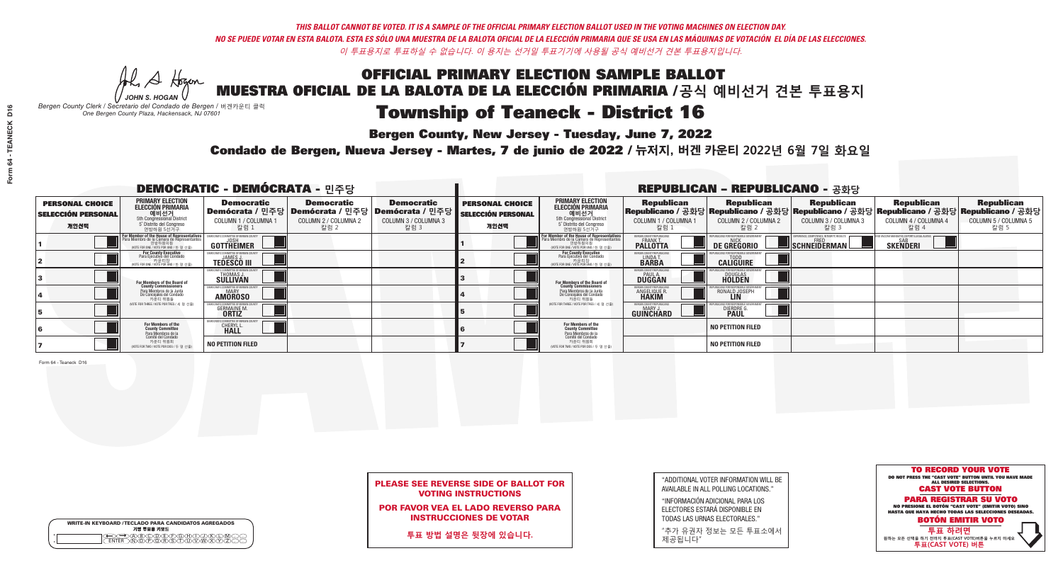*THIS BALLOT CANNOT BE VOTED. IT IS A SAMPLE OF THE OFFICIAL PRIMARY ELECTION BALLOT USED IN THE VOTING MACHINES ON ELECTION DAY.*

*NO SE PUEDE VOTAR EN ESTA BALOTA. ESTA ES SÓLO UNA MUESTRA DE LA BALOTA OFICIAL DE LA ELECCIÓN PRIMARIA QUE SE USA EN LAS MÁQUINAS DE VOTACIÓN EL DÍA DE LAS ELECCIONES.*

*이 투표용지로 투표하실 수 없습니다. 이 용지는 선거일 투표기기에 사용될 공식 예비선거 견본 투표용지입니다.*

JOHN S. HOGAN
*Bergen County Clerk / Secretario del Condado de Bergen / 버겐카운티 클럭*
*One Bergen County Plaza, Hackensack, NJ 07601*

# OFFICIAL PRIMARY ELECTION SAMPLE BALLOT
# MUESTRA OFICIAL DE LA BALOTA DE LA ELECCIÓN PRIMARIA /공식 예비선거 견본 투표용지

## Township of Teaneck - District 16

**Bergen County, New Jersey - Tuesday, June 7, 2022**

**Condado de Bergen, Nueva Jersey - Martes, 7 de junio de 2022 / 뉴저지, 버겐 카운티 2022년 6월 7일 화요일**

### DEMOCRATIC - DEMÓCRATA - 민주당

| PERSONAL CHOICE / SELECCIÓN PERSONAL / 개인선택 | PRIMARY ELECTION / ELECCIÓN PRIMARIA / 예비선거 / 5th Congressional District / 5° Distrito del Congreso / 연방하원 5선거구 | Democratic / Demócrata / 민주당 COLUMN 1 / COLUMNA 1 / 칼럼 1 | Democratic / Demócrata / 민주당 COLUMN 2 / COLUMNA 2 / 칼럼 2 | Democratic / Demócrata / 민주당 COLUMN 3 / COLUMNA 3 / 칼럼 3 |
|---|---|---|---|---|
| 1 | For Member of the House of Representatives / Para Miembro de la Cámara de Representantes / 연방하원의원 (VOTE FOR ONE / VOTE POR UNO / 한 명 선출) | JOSH GOTTHEIMER | | |
| 2 | For County Executive / Para Ejecutivo del Condado / 카운티장 (VOTE FOR ONE / VOTE POR UNO / 한 명 선출) | JAMES J. TEDESCO III | | |
| 3 | For Members of the Board of County Commissioners / Para Miembros de la Junta De Concejales del Condado / 카운티 위원들 (VOTE FOR THREE / VOTE POR TRES / 세 명 선출) | THOMAS J. SULLIVAN | | |
| 4 | | MARY AMOROSO | | |
| 5 | | GERMAINE M. ORTIZ | | |
| 6 | For Members of the County Committee / Para Miembros de la Comité del Condado / 카운티 위원회 (VOTE FOR TWO / VOTE POR DOS / 두 명 선출) | CHERYL L. HALL | | |
| 7 | | NO PETITION FILED | | |

### REPUBLICAN - REPUBLICANO - 공화당

| PERSONAL CHOICE / SELECCIÓN PERSONAL / 개인선택 | PRIMARY ELECTION / ELECCIÓN PRIMARIA / 예비선거 / 5th Congressional District / 5° Distrito del Congreso / 연방하원 5선거구 | Republican / Republicano / 공화당 COLUMN 1 / COLUMNA 1 / 칼럼 1 | Republican / Republicano / 공화당 COLUMN 2 / COLUMNA 2 / 칼럼 2 | Republican / Republicano / 공화당 COLUMN 3 / COLUMNA 3 / 칼럼 3 | Republican / Republicano / 공화당 COLUMN 4 / COLUMNA 4 / 칼럼 4 | Republican / Republicano / 공화당 COLUMN 5 / COLUMNA 5 / 칼럼 5 |
|---|---|---|---|---|---|---|
| 1 | For Member of the House of Representatives / Para Miembro de la Cámara de Representantes / 연방하원의원 (VOTE FOR ONE / VOTE POR UNO / 한 명 선출) | FRANK T. PALLOTTA | NICK DE GREGORIO | FRED SCHNEIDERMAN | SAB SKENDERI | |
| 2 | For County Executive / Para Ejecutivo del Condado / 카운티장 (VOTE FOR ONE / VOTE POR UNO / 한 명 선출) | LINDA T. BARBA | TODD CALIGUIRE | | | |
| 3 | For Members of the Board of County Commissioners / Para Miembros de la Junta De Concejales del Condado / 카운티 위원들 (VOTE FOR THREE / VOTE POR TRES / 세 명 선출) | PAUL A. DUGGAN | DOUGLAS HOLDEN | | | |
| 4 | | ANGELIQUE R. HAKIM | RONALD JOSEPH LIN | | | |
| 5 | | MARY J. GUINCHARD | DIERDRE G. PAUL | | | |
| 6 | For Members of the County Committee / Para Miembros de la Comité del Condado / 카운티 위원회 (VOTE FOR TWO / VOTE POR DOS / 두 명 선출) | | NO PETITION FILED | | | |
| 7 | | | NO PETITION FILED | | | |

Form 64 - Teaneck D16

**PLEASE SEE REVERSE SIDE OF BALLOT FOR VOTING INSTRUCTIONS**

**POR FAVOR VEA EL LADO REVERSO PARA INSTRUCCIONES DE VOTAR**

**투표 방법 설명은 뒷장에 있습니다.**

"ADDITIONAL VOTER INFORMATION WILL BE AVAILABLE IN ALL POLLING LOCATIONS."

"INFORMACIÓN ADICIONAL PARA LOS ELECTORES ESTARÁ DISPONIBLE EN TODAS LAS URNAS ELECTORALES."

"추가 유권자 정보는 모든 투표소에서 제공됩니다"

WRITE-IN KEYBOARD /TECLADO PARA CANDIDATOS AGREGADOS / 기명 투표용 키보드

**TO RECORD YOUR VOTE**
DO NOT PRESS THE "CAST VOTE" BUTTON UNTIL YOU HAVE MADE ALL DESIRED SELECTIONS.
**CAST VOTE BUTTON**

**PARA REGISTRAR SU VOTO**
NO PRESIONE EL BOTÓN "CAST VOTE" (EMITIR VOTO) SINO HASTA QUE HAYA HECHO TODAS LAS SELECCIONES DESEADAS.
**BOTÓN EMITIR VOTO**

**투표 하려면**
원하는 모든 선택을 하기 전까지 투표(CAST VOTE)버튼을 누르지 마세요
**투표(CAST VOTE) 버튼**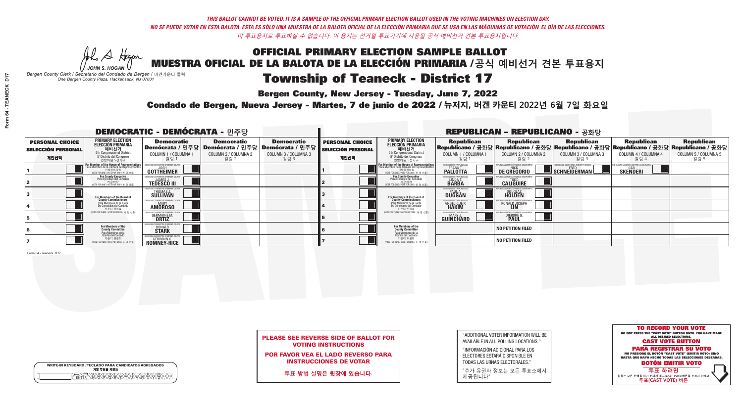*THIS BALLOT CANNOT BE VOTED. IT IS A SAMPLE OF THE OFFICIAL PRIMARY ELECTION BALLOT USED IN THE VOTING MACHINES ON ELECTION DAY.*
*NO SE PUEDE VOTAR EN ESTA BALOTA. ESTA ES SÓLO UNA MUESTRA DE LA BALOTA OFICIAL DE LA ELECCIÓN PRIMARIA QUE SE USA EN LAS MÁQUINAS DE VOTACIÓN EL DÍA DE LAS ELECCIONES.*
*이 투표용지로 투표하실 수 없습니다. 이 용지는 선거일 투표기기에 사용될 공식 예비선거 견본 투표용지입니다.*

JOHN S. HOGAN
*Bergen County Clerk / Secretario del Condado de Bergen / 버겐카운티 클럭*
*One Bergen County Plaza, Hackensack, NJ 07601*

# OFFICIAL PRIMARY ELECTION SAMPLE BALLOT
# MUESTRA OFICIAL DE LA BALOTA DE LA ELECCIÓN PRIMARIA /공식 예비선거 견본 투표용지
# Township of Teaneck - District 17

**Bergen County, New Jersey - Tuesday, June 7, 2022**

**Condado de Bergen, Nueva Jersey - Martes, 7 de junio de 2022 / 뉴저지, 버겐 카운티 2022년 6월 7일 화요일**

## DEMOCRATIC - DEMÓCRATA - 민주당

| PERSONAL CHOICE / SELECCIÓN PERSONAL / 개인선택 | PRIMARY ELECTION / ELECCIÓN PRIMARIA / 예비선거 (5th Congressional District / 5° Distrito del Congreso / 연방하원 5선거구) | Democratic / Demócrata / 민주당 COLUMN 1 / COLUMNA 1 / 칼럼 1 | Democratic / Demócrata / 민주당 COLUMN 2 / COLUMNA 2 / 칼럼 2 | Democratic / Demócrata / 민주당 COLUMN 3 / COLUMNA 3 / 칼럼 3 |
|---|---|---|---|---|
| 1 | For Member of the House of Representatives / Para Miembro de la Cámara de Representantes / 연방하원의원 (VOTE FOR ONE / VOTE POR UNO / 한 명 선출) | JOSH GOTTHEIMER | | |
| 2 | For County Executive / Para Ejecutivo del Condado / 카운티장 (VOTE FOR ONE / VOTE POR UNO / 한 명 선출) | JAMES J. TEDESCO III | | |
| 3 | For Members of the Board of County Commissioners / Para Miembros de la Junta De Concejales del Condado / 카운티 위원들 (VOTE FOR THREE / VOTE POR TRES / 세 명 선출) | THOMAS J. SULLIVAN | | |
| 4 | | MARY AMOROSO | | |
| 5 | | GERMAINE M. ORTIZ | | |
| 6 | For Members of the County Committee / Para Miembros de la Comité del Condado / 카운티 위원회 (VOTE FOR TWO / VOTE POR DOS / 두 명 선출) | DONALD STARK | | |
| 7 | | GERVONN C. ROMNEY-RICE | | |

## REPUBLICAN - REPUBLICANO - 공화당

| PERSONAL CHOICE / SELECCIÓN PERSONAL / 개인선택 | PRIMARY ELECTION / ELECCIÓN PRIMARIA / 예비선거 (5th Congressional District / 5° Distrito del Congreso / 연방하원 5선거구) | Republican / Republicano / 공화당 COLUMN 1 / COLUMNA 1 / 칼럼 1 | Republican / Republicano / 공화당 COLUMN 2 / COLUMNA 2 / 칼럼 2 | Republican / Republicano / 공화당 COLUMN 3 / COLUMNA 3 / 칼럼 3 | Republican / Republicano / 공화당 COLUMN 4 / COLUMNA 4 / 칼럼 4 | Republican / Republicano / 공화당 COLUMN 5 / COLUMNA 5 / 칼럼 5 |
|---|---|---|---|---|---|---|
| 1 | For Member of the House of Representatives / Para Miembro de la Cámara de Representantes / 연방하원의원 (VOTE FOR ONE / VOTE POR UNO / 한 명 선출) | FRANK T. PALLOTTA | NICK DE GREGORIO | FRED SCHNEIDERMAN | SAB SKENDERI | |
| 2 | For County Executive / Para Ejecutivo del Condado / 카운티장 (VOTE FOR ONE / VOTE POR UNO / 한 명 선출) | LINDA T. BARBA | TODD CALIGUIRE | | | |
| 3 | For Members of the Board of County Commissioners / Para Miembros de la Junta De Concejales del Condado / 카운티 위원들 (VOTE FOR THREE / VOTE POR TRES / 세 명 선출) | PAUL A. DUGGAN | DOUGLAS HOLDEN | | | |
| 4 | | ANGELIQUE R. HAKIM | RONALD JOSEPH LIN | | | |
| 5 | | MARY J. GUINCHARD | DIERDRE G. PAUL | | | |
| 6 | For Members of the County Committee / Para Miembros de la Comité del Condado / 카운티 위원회 (VOTE FOR TWO / VOTE POR DOS / 두 명 선출) | | NO PETITION FILED | | | |
| 7 | | | NO PETITION FILED | | | |

Form 64 - Teaneck D17

**PLEASE SEE REVERSE SIDE OF BALLOT FOR VOTING INSTRUCTIONS**

**POR FAVOR VEA EL LADO REVERSO PARA INSTRUCCIONES DE VOTAR**

**투표 방법 설명은 뒷장에 있습니다.**

"ADDITIONAL VOTER INFORMATION WILL BE AVAILABLE IN ALL POLLING LOCATIONS."

"INFORMACIÓN ADICIONAL PARA LOS ELECTORES ESTARÁ DISPONIBLE EN TODAS LAS URNAS ELECTORALES."

"추가 유권자 정보는 모든 투표소에서 제공됩니다"

**TO RECORD YOUR VOTE**
DO NOT PRESS THE "CAST VOTE" BUTTON UNTIL YOU HAVE MADE ALL DESIRED SELECTIONS.
**CAST VOTE BUTTON**

**PARA REGISTRAR SU VOTO**
NO PRESIONE EL BOTÓN "CAST VOTE" (EMITIR VOTO) SINO HASTA QUE HAYA HECHO TODAS LAS SELECCIONES DESEADAS.
**BOTÓN EMITIR VOTO**

**투표 하려면**
원하는 모든 선택을 하기 전까지 투표(CAST VOTE)버튼을 누르지 마세요.
**투표(CAST VOTE) 버튼**

WRITE-IN KEYBOARD /TECLADO PARA CANDIDATOS AGREGADOS
기명 투표용 키보드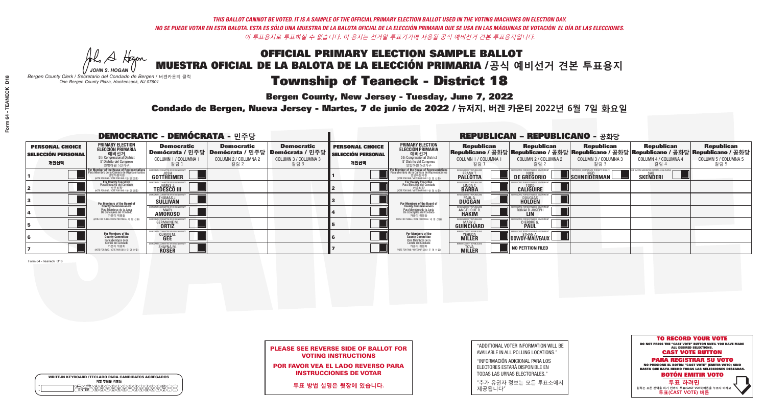*THIS BALLOT CANNOT BE VOTED. IT IS A SAMPLE OF THE OFFICIAL PRIMARY ELECTION BALLOT USED IN THE VOTING MACHINES ON ELECTION DAY.*
*NO SE PUEDE VOTAR EN ESTA BALOTA. ESTA ES SÓLO UNA MUESTRA DE LA BALOTA OFICIAL DE LA ELECCIÓN PRIMARIA QUE SE USA EN LAS MÁQUINAS DE VOTACIÓN EL DÍA DE LAS ELECCIONES.*
*이 투표용지로 투표하실 수 없습니다. 이 용지는 선거일 투표기기에 사용될 공식 예비선거 견본 투표용지입니다.*

JOHN S. HOGAN
*Bergen County Clerk / Secretario del Condado de Bergen / 버겐카운티 클럭*
*One Bergen County Plaza, Hackensack, NJ 07601*

# OFFICIAL PRIMARY ELECTION SAMPLE BALLOT
# MUESTRA OFICIAL DE LA BALOTA DE LA ELECCIÓN PRIMARIA /공식 예비선거 견본 투표용지

## Township of Teaneck - District 18

**Bergen County, New Jersey - Tuesday, June 7, 2022**

**Condado de Bergen, Nueva Jersey - Martes, 7 de junio de 2022 / 뉴저지, 버겐 카운티 2022년 6월 7일 화요일**

### DEMOCRATIC - DEMÓCRATA - 민주당

| PERSONAL CHOICE / SELECCIÓN PERSONAL / 개인선택 | PRIMARY ELECTION / ELECCIÓN PRIMARIA / 예비선거 | Democratic / Demócrata / 민주당 COLUMN 1 / COLUMNA 1 / 칼럼 1 | Democratic / Demócrata / 민주당 COLUMN 2 / COLUMNA 2 / 칼럼 2 | Democratic / Demócrata / 민주당 COLUMN 3 / COLUMNA 3 / 칼럼 3 |
|---|---|---|---|---|
| 1 | For Member of the House of Representatives (5th Congressional District) (VOTE FOR ONE) | JOSH GOTTHEIMER | | |
| 2 | For County Executive (VOTE FOR ONE) | JAMES J. TEDESCO III | | |
| 3 | For Members of the Board of County Commissioners (VOTE FOR THREE) | THOMAS J. SULLIVAN | | |
| 4 | | MARY AMOROSO | | |
| 5 | | GERMAINE M. ORTIZ | | |
| 6 | For Members of the County Committee (VOTE FOR TWO) | QURAN M. GEE | | |
| 7 | | SHAYNA M. ROSER | | |

### REPUBLICAN - REPUBLICANO - 공화당

| PERSONAL CHOICE / SELECCIÓN PERSONAL / 개인선택 | PRIMARY ELECTION / ELECCIÓN PRIMARIA / 예비선거 | Republican COLUMN 1 | Republican COLUMN 2 | Republican COLUMN 3 | Republican COLUMN 4 | Republican COLUMN 5 |
|---|---|---|---|---|---|---|
| 1 | For Member of the House of Representatives (5th Congressional District) (VOTE FOR ONE) | FRANK T. PALLOTTA | NICK DE GREGORIO | FRED SCHNEIDERMAN | SAB SKENDERI | |
| 2 | For County Executive (VOTE FOR ONE) | LINDA T. BARBA | TODD CALIGUIRE | | | |
| 3 | For Members of the Board of County Commissioners (VOTE FOR THREE) | PAUL A. DUGGAN | DOUGLAS HOLDEN | | | |
| 4 | | ANGELIQUE R. HAKIM | RONALD JOSEPH LIN | | | |
| 5 | | MARY J. GUINCHARD | DIERDRE G. PAUL | | | |
| 6 | For Members of the County Committee (VOTE FOR TWO) | YEHUDA MILLER | ETHAN A. DOWDY-MALVEAUX | | | |
| 7 | | TOVA MILLER | NO PETITION FILED | | | |

Form 64 - Teaneck D18

**PLEASE SEE REVERSE SIDE OF BALLOT FOR VOTING INSTRUCTIONS**

**POR FAVOR VEA EL LADO REVERSO PARA INSTRUCCIONES DE VOTAR**

**투표 방법 설명은 뒷장에 있습니다.**

"ADDITIONAL VOTER INFORMATION WILL BE AVAILABLE IN ALL POLLING LOCATIONS."

"INFORMACIÓN ADICIONAL PARA LOS ELECTORES ESTARÁ DISPONIBLE EN TODAS LAS URNAS ELECTORALES."

"추가 유권자 정보는 모든 투표소에서 제공됩니다"

**TO RECORD YOUR VOTE**
DO NOT PRESS THE "CAST VOTE" BUTTON UNTIL YOU HAVE MADE ALL DESIRED SELECTIONS.
**CAST VOTE BUTTON**

**PARA REGISTRAR SU VOTO**
NO PRESIONE EL BOTÓN "CAST VOTE" (EMITIR VOTO) SINO HASTA QUE HAYA HECHO TODAS LAS SELECCIONES DESEADAS.
**BOTÓN EMITIR VOTO**

**투표 하려면**
원하는 모든 선택을 하기 전까지 투표(CAST VOTE)버튼을 누르지 마세요
**투표(CAST VOTE) 버튼**

WRITE-IN KEYBOARD /TECLADO PARA CANDIDATOS AGREGADOS
기명 투표용 키보드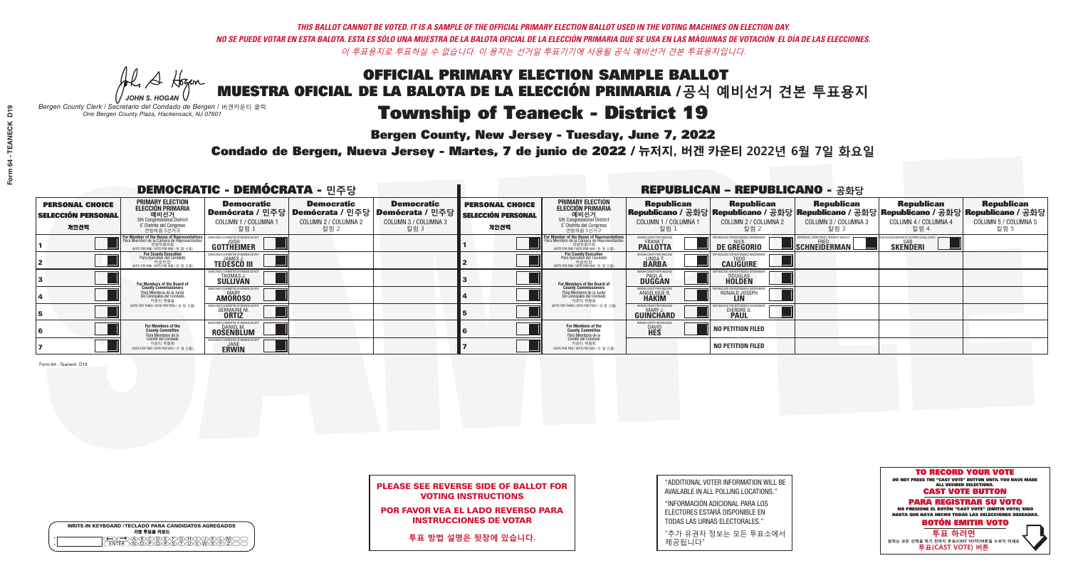*THIS BALLOT CANNOT BE VOTED. IT IS A SAMPLE OF THE OFFICIAL PRIMARY ELECTION BALLOT USED IN THE VOTING MACHINES ON ELECTION DAY.*
*NO SE PUEDE VOTAR EN ESTA BALOTA. ESTA ES SÓLO UNA MUESTRA DE LA BALOTA OFICIAL DE LA ELECCIÓN PRIMARIA QUE SE USA EN LAS MÁQUINAS DE VOTACIÓN EL DÍA DE LAS ELECCIONES.*
*이 투표용지로 투표하실 수 없습니다. 이 용지는 선거일 투표기기에 사용될 공식 예비선거 견본 투표용지입니다.*

JOHN S. HOGAN
*Bergen County Clerk / Secretario del Condado de Bergen /* 버겐카운티 클럭
*One Bergen County Plaza, Hackensack, NJ 07601*

# OFFICIAL PRIMARY ELECTION SAMPLE BALLOT
# MUESTRA OFICIAL DE LA BALOTA DE LA ELECCIÓN PRIMARIA /공식 예비선거 견본 투표용지

## Township of Teaneck - District 19

**Bergen County, New Jersey - Tuesday, June 7, 2022**

**Condado de Bergen, Nueva Jersey - Martes, 7 de junio de 2022 / 뉴저지, 버겐 카운티 2022년 6월 7일 화요일**

### DEMOCRATIC - DEMÓCRATA - 민주당

| PERSONAL CHOICE / SELECCIÓN PERSONAL / 개인선택 | PRIMARY ELECTION / ELECCIÓN PRIMARIA / 예비선거 (5th Congressional District / 5° Distrito del Congreso / 연방하원 5선거구) | Democratic / Demócrata / 민주당 COLUMN 1 / COLUMNA 1 / 칼럼 1 | Democratic / Demócrata / 민주당 COLUMN 2 / COLUMNA 2 / 칼럼 2 | Democratic / Demócrata / 민주당 COLUMN 3 / COLUMNA 3 / 칼럼 3 |
|---|---|---|---|---|
| 1 | For Member of the House of Representatives / Para Miembro de la Cámara de Representantes / 연방하원의원 (VOTE FOR ONE / VOTE POR UNO / 한 명 선출) | JOSH GOTTHEIMER | | |
| 2 | For County Executive / Para Ejecutivo del Condado / 카운티장 (VOTE FOR ONE / VOTE POR UNO / 한 명 선출) | JAMES J. TEDESCO III | | |
| 3 | For Members of the Board of County Commissioners / Para Miembros de la Junta De Concejales del Condado / 카운티 위원들 (VOTE FOR THREE / VOTE POR TRES / 세 명 선출) | THOMAS J. SULLIVAN | | |
| 4 | | MARY AMOROSO | | |
| 5 | | GERMAINE M. ORTIZ | | |
| 6 | For Members of the County Committee / Para Miembros de la Comité del Condado / 카운티 위원회 (VOTE FOR TWO / VOTE POR DOS / 두 명 선출) | DANIEL M. ROSENBLUM | | |
| 7 | | JANE ERWIN | | |

### REPUBLICAN - REPUBLICANO - 공화당

| PERSONAL CHOICE / SELECCIÓN PERSONAL / 개인선택 | PRIMARY ELECTION / ELECCIÓN PRIMARIA / 예비선거 (5th Congressional District / 5° Distrito del Congreso / 연방하원 5선거구) | Republican / Republicano / 공화당 COLUMN 1 / COLUMNA 1 / 칼럼 1 | Republican / Republicano / 공화당 COLUMN 2 / COLUMNA 2 / 칼럼 2 | Republican / Republicano / 공화당 COLUMN 3 / COLUMNA 3 / 칼럼 3 | Republican / Republicano / 공화당 COLUMN 4 / COLUMNA 4 / 칼럼 4 | Republican / Republicano / 공화당 COLUMN 5 / COLUMNA 5 / 칼럼 5 |
|---|---|---|---|---|---|---|
| 1 | For Member of the House of Representatives / Para Miembro de la Cámara de Representantes / 연방하원의원 (VOTE FOR ONE / VOTE POR UNO / 한 명 선출) | FRANK T. PALLOTTA | NICK DE GREGORIO | FRED SCHNEIDERMAN | SAB SKENDERI | |
| 2 | For County Executive / Para Ejecutivo del Condado / 카운티장 (VOTE FOR ONE / VOTE POR UNO / 한 명 선출) | LINDA T. BARBA | TODD CALIGUIRE | | | |
| 3 | For Members of the Board of County Commissioners / Para Miembros de la Junta De Concejales del Condado / 카운티 위원들 (VOTE FOR THREE / VOTE POR TRES / 세 명 선출) | PAUL A. DUGGAN | DOUGLAS HOLDEN | | | |
| 4 | | ANGELIQUE R. HAKIM | RONALD JOSEPH LIN | | | |
| 5 | | MARY J. GUINCHARD | DIERDRE G. PAUL | | | |
| 6 | For Members of the County Committee / Para Miembros de la Comité del Condado / 카운티 위원회 (VOTE FOR TWO / VOTE POR DOS / 두 명 선출) | DAVID HES | NO PETITION FILED | | | |
| 7 | | | NO PETITION FILED | | | |

Form 64 - Teaneck D19

**PLEASE SEE REVERSE SIDE OF BALLOT FOR VOTING INSTRUCTIONS**

**POR FAVOR VEA EL LADO REVERSO PARA INSTRUCCIONES DE VOTAR**

**투표 방법 설명은 뒷장에 있습니다.**

"ADDITIONAL VOTER INFORMATION WILL BE AVAILABLE IN ALL POLLING LOCATIONS."

"INFORMACIÓN ADICIONAL PARA LOS ELECTORES ESTARÁ DISPONIBLE EN TODAS LAS URNAS ELECTORALES."

"추가 유권자 정보는 모든 투표소에서 제공됩니다"

WRITE-IN KEYBOARD /TECLADO PARA CANDIDATOS AGREGADOS
기명 투표용 키보드

**TO RECORD YOUR VOTE**
DO NOT PRESS THE "CAST VOTE" BUTTON UNTIL YOU HAVE MADE ALL DESIRED SELECTIONS.
**CAST VOTE BUTTON**

**PARA REGISTRAR SU VOTO**
NO PRESIONE EL BOTÓN "CAST VOTE" (EMITIR VOTO) SINO HASTA QUE HAYA HECHO TODAS LAS SELECCIONES DESEADAS.
**BOTÓN EMITIR VOTO**

**투표 하려면**
원하는 모든 선택을 하기 전까지 투표(CAST VOTE)버튼을 누르지 마세요
**투표(CAST VOTE) 버튼**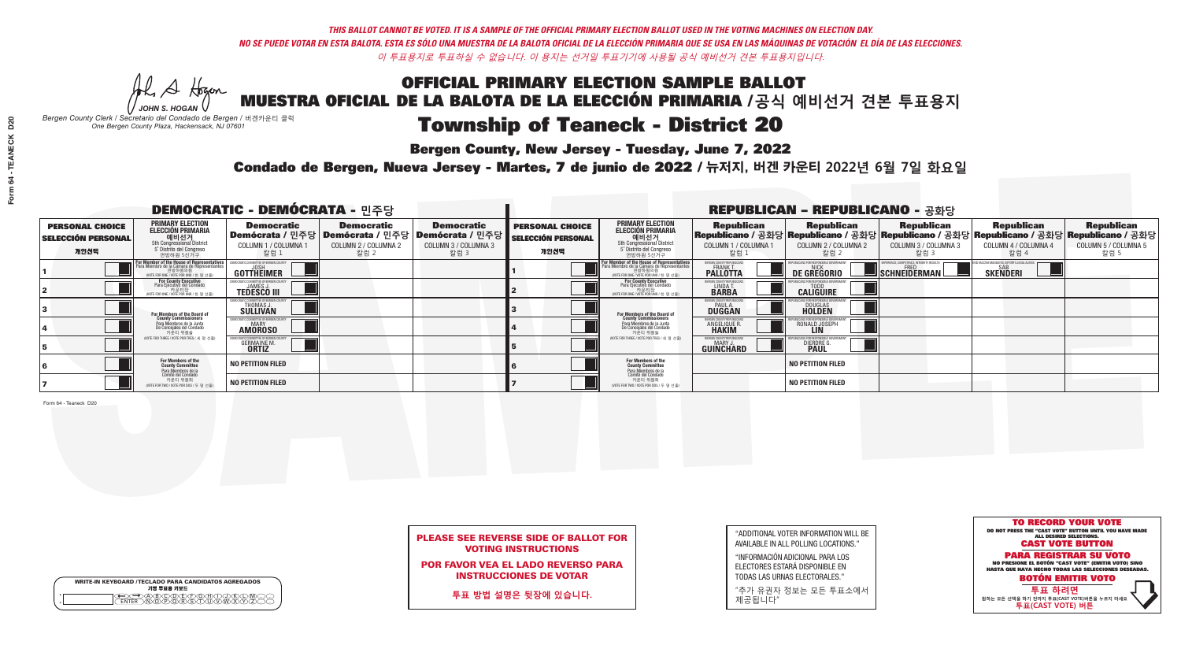*THIS BALLOT CANNOT BE VOTED. IT IS A SAMPLE OF THE OFFICIAL PRIMARY ELECTION BALLOT USED IN THE VOTING MACHINES ON ELECTION DAY.*
*NO SE PUEDE VOTAR EN ESTA BALOTA. ESTA ES SÓLO UNA MUESTRA DE LA BALOTA OFICIAL DE LA ELECCIÓN PRIMARIA QUE SE USA EN LAS MÁQUINAS DE VOTACIÓN EL DÍA DE LAS ELECCIONES.*
*이 투표용지로 투표하실 수 없습니다. 이 용지는 선거일 투표기기에 사용될 공식 예비선거 견본 투표용지입니다.*

JOHN S. HOGAN
*Bergen County Clerk / Secretario del Condado de Bergen / 버겐카운티 클럭*
*One Bergen County Plaza, Hackensack, NJ 07601*

# OFFICIAL PRIMARY ELECTION SAMPLE BALLOT
# MUESTRA OFICIAL DE LA BALOTA DE LA ELECCIÓN PRIMARIA /공식 예비선거 견본 투표용지
## Township of Teaneck - District 20

**Bergen County, New Jersey - Tuesday, June 7, 2022**

**Condado de Bergen, Nueva Jersey - Martes, 7 de junio de 2022 / 뉴저지, 버겐 카운티 2022년 6월 7일 화요일**

### DEMOCRATIC - DEMÓCRATA - 민주당

| PERSONAL CHOICE / SELECCIÓN PERSONAL / 개인선택 | PRIMARY ELECTION / ELECCIÓN PRIMARIA / 예비선거 | Democratic / Demócrata / 민주당 COLUMN 1 / COLUMNA 1 / 칼럼 1 | Democratic / Demócrata / 민주당 COLUMN 2 / COLUMNA 2 / 칼럼 2 | Democratic / Demócrata / 민주당 COLUMN 3 / COLUMNA 3 / 칼럼 3 |
|---|---|---|---|---|
| 1 | For Member of the House of Representatives / Para Miembro de la Cámara de Representantes / 연방하원의원 5th Congressional District (VOTE FOR ONE / VOTE POR UNO / 한 명 선출) | JOSH GOTTHEIMER | | |
| 2 | For County Executive / Para Ejecutivo del Condado / 카운티장 (VOTE FOR ONE / VOTE POR UNO / 한 명 선출) | JAMES J. TEDESCO III | | |
| 3 | For Members of the Board of County Commissioners / Para Miembros de la Junta De Concejales del Condado / 카운티 위원들 (VOTE FOR THREE / VOTE POR TRES / 세 명 선출) | THOMAS J. SULLIVAN | | |
| 4 | | MARY AMOROSO | | |
| 5 | | GERMAINE M. ORTIZ | | |
| 6 | For Members of the County Committee / Para Miembros de la Comité del Condado / 카운티 위원회 (VOTE FOR TWO / VOTE POR DOS / 두 명 선출) | NO PETITION FILED | | |
| 7 | | NO PETITION FILED | | |

### REPUBLICAN - REPUBLICANO - 공화당

| PERSONAL CHOICE / SELECCIÓN PERSONAL / 개인선택 | PRIMARY ELECTION / ELECCIÓN PRIMARIA / 예비선거 | Republican / Republicano / 공화당 COLUMN 1 | Republican / Republicano / 공화당 COLUMN 2 | Republican / Republicano / 공화당 COLUMN 3 | Republican / Republicano / 공화당 COLUMN 4 | Republican / Republicano / 공화당 COLUMN 5 |
|---|---|---|---|---|---|---|
| 1 | For Member of the House of Representatives / Para Miembro de la Cámara de Representantes / 연방하원의원 5th Congressional District (VOTE FOR ONE / VOTE POR UNO / 한 명 선출) | FRANK T. PALLOTTA | NICK DE GREGORIO | FRED SCHNEIDERMAN | SAB SKENDERI | |
| 2 | For County Executive / Para Ejecutivo del Condado / 카운티장 (VOTE FOR ONE / VOTE POR UNO / 한 명 선출) | LINDA T. BARBA | TODD CALIGUIRE | | | |
| 3 | For Members of the Board of County Commissioners / Para Miembros de la Junta De Concejales del Condado / 카운티 위원들 (VOTE FOR THREE / VOTE POR TRES / 세 명 선출) | PAUL A. DUGGAN | DOUGLAS HOLDEN | | | |
| 4 | | ANGELIQUE R. HAKIM | RONALD JOSEPH LIN | | | |
| 5 | | MARY J. GUINCHARD | DIERDRE G. PAUL | | | |
| 6 | For Members of the County Committee / Para Miembros de la Comité del Condado / 카운티 위원회 (VOTE FOR TWO / VOTE POR DOS / 두 명 선출) | | NO PETITION FILED | | | |
| 7 | | | NO PETITION FILED | | | |

Form 64 - Teaneck D20

**PLEASE SEE REVERSE SIDE OF BALLOT FOR VOTING INSTRUCTIONS**

**POR FAVOR VEA EL LADO REVERSO PARA INSTRUCCIONES DE VOTAR**

**투표 방법 설명은 뒷장에 있습니다.**

"ADDITIONAL VOTER INFORMATION WILL BE AVAILABLE IN ALL POLLING LOCATIONS."

"INFORMACIÓN ADICIONAL PARA LOS ELECTORES ESTARÁ DISPONIBLE EN TODAS LAS URNAS ELECTORALES."

"추가 유권자 정보는 모든 투표소에서 제공됩니다"

**TO RECORD YOUR VOTE**
DO NOT PRESS THE "CAST VOTE" BUTTON UNTIL YOU HAVE MADE ALL DESIRED SELECTIONS.
**CAST VOTE BUTTON**

**PARA REGISTRAR SU VOTO**
NO PRESIONE EL BOTÓN "CAST VOTE" (EMITIR VOTO) SINO HASTA QUE HAYA HECHO TODAS LAS SELECCIONES DESEADAS.
**BOTÓN EMITIR VOTO**

**투표 하려면**
원하는 모든 선택을 하기 전까지 투표(CAST VOTE)버튼을 누르지 마세요
**투표(CAST VOTE) 버튼**

WRITE-IN KEYBOARD /TECLADO PARA CANDIDATOS AGREGADOS
기명 투표용 키보드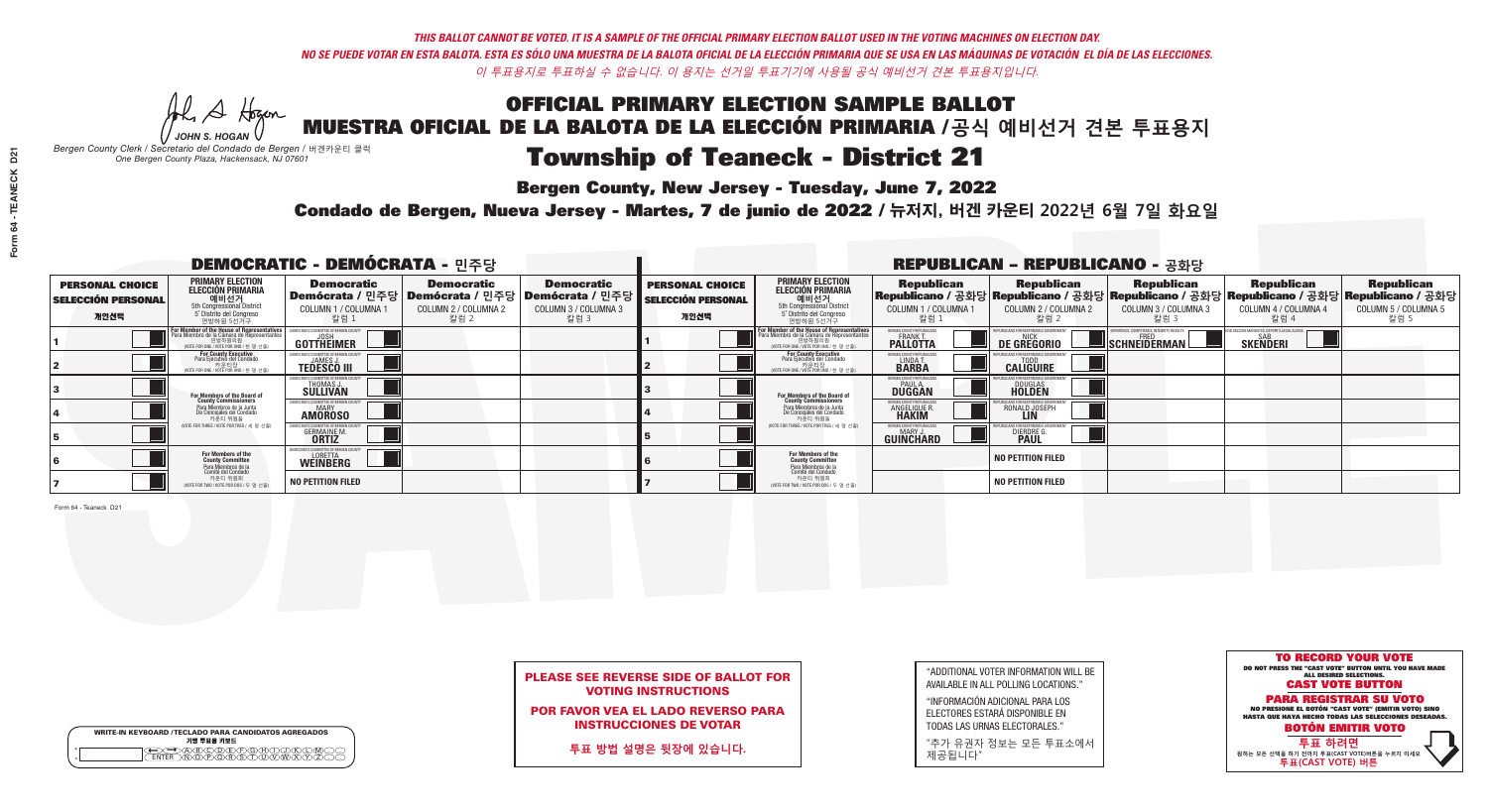*THIS BALLOT CANNOT BE VOTED. IT IS A SAMPLE OF THE OFFICIAL PRIMARY ELECTION BALLOT USED IN THE VOTING MACHINES ON ELECTION DAY.*
*NO SE PUEDE VOTAR EN ESTA BALOTA. ESTA ES SÓLO UNA MUESTRA DE LA BALOTA OFICIAL DE LA ELECCIÓN PRIMARIA QUE SE USA EN LAS MÁQUINAS DE VOTACIÓN EL DÍA DE LAS ELECCIONES.*
*이 투표용지로 투표하실 수 없습니다. 이 용지는 선거일 투표기기에 사용될 공식 예비선거 견본 투표용지입니다.*

JOHN S. HOGAN
*Bergen County Clerk / Secretario del Condado de Bergen / 버겐카운티 클럭*
*One Bergen County Plaza, Hackensack, NJ 07601*

# OFFICIAL PRIMARY ELECTION SAMPLE BALLOT
# MUESTRA OFICIAL DE LA BALOTA DE LA ELECCIÓN PRIMARIA /공식 예비선거 견본 투표용지

## Township of Teaneck - District 21

**Bergen County, New Jersey - Tuesday, June 7, 2022**

**Condado de Bergen, Nueva Jersey - Martes, 7 de junio de 2022 / 뉴저지, 버겐 카운티 2022년 6월 7일 화요일**

### DEMOCRATIC - DEMÓCRATA - 민주당

| PERSONAL CHOICE / SELECCIÓN PERSONAL / 개인선택 | PRIMARY ELECTION / ELECCIÓN PRIMARIA / 예비선거 | Democratic / Demócrata / 민주당 COLUMN 1 / COLUMNA 1 / 칼럼 1 | Democratic / Demócrata / 민주당 COLUMN 2 / COLUMNA 2 / 칼럼 2 | Democratic / Demócrata / 민주당 COLUMN 3 / COLUMNA 3 / 칼럼 3 |
|---|---|---|---|---|
| 1 | For Member of the House of Representatives / Para Miembro de la Cámara de Representantes / 연방하원의원 (5th Congressional District) (VOTE FOR ONE / VOTE POR UNO / 한 명 선출) | JOSH GOTTHEIMER | | |
| 2 | For County Executive / Para Ejecutivo del Condado / 카운티장 (VOTE FOR ONE / VOTE POR UNO / 한 명 선출) | JAMES J. TEDESCO III | | |
| 3 | For Members of the Board of County Commissioners / Para Miembros de la Junta De Concejales del Condado / 카운티 위원들 (VOTE FOR THREE / VOTE POR TRES / 세 명 선출) | THOMAS J. SULLIVAN | | |
| 4 | | MARY AMOROSO | | |
| 5 | | GERMAINE M. ORTIZ | | |
| 6 | For Members of the County Committee / Para Miembros de la Comité del Condado / 카운티 위원회 (VOTE FOR TWO / VOTE POR DOS / 두 명 선출) | LORETTA WEINBERG | | |
| 7 | | NO PETITION FILED | | |

### REPUBLICAN - REPUBLICANO - 공화당

| PERSONAL CHOICE / SELECCIÓN PERSONAL / 개인선택 | PRIMARY ELECTION / ELECCIÓN PRIMARIA / 예비선거 | Republican / Republicano / 공화당 COLUMN 1 / COLUMNA 1 / 칼럼 1 | Republican / Republicano / 공화당 COLUMN 2 / COLUMNA 2 / 칼럼 2 | Republican / Republicano / 공화당 COLUMN 3 / COLUMNA 3 / 칼럼 3 | Republican / Republicano / 공화당 COLUMN 4 / COLUMNA 4 / 칼럼 4 | Republican / Republicano / 공화당 COLUMN 5 / COLUMNA 5 / 칼럼 5 |
|---|---|---|---|---|---|---|
| 1 | For Member of the House of Representatives / Para Miembro de la Cámara de Representantes / 연방하원의원 (5th Congressional District) (VOTE FOR ONE / VOTE POR UNO / 한 명 선출) | FRANK T. PALLOTTA | NICK DE GREGORIO | FRED SCHNEIDERMAN | SAB SKENDERI | |
| 2 | For County Executive / Para Ejecutivo del Condado / 카운티장 (VOTE FOR ONE / VOTE POR UNO / 한 명 선출) | LINDA T. BARBA | TODD CALIGUIRE | | | |
| 3 | For Members of the Board of County Commissioners / Para Miembros de la Junta De Concejales del Condado / 카운티 위원들 (VOTE FOR THREE / VOTE POR TRES / 세 명 선출) | PAUL A. DUGGAN | DOUGLAS HOLDEN | | | |
| 4 | | ANGELIQUE R. HAKIM | RONALD JOSEPH LIN | | | |
| 5 | | MARY J. GUINCHARD | DIERDRE G. PAUL | | | |
| 6 | For Members of the County Committee / Para Miembros de la Comité del Condado / 카운티 위원회 (VOTE FOR TWO / VOTE POR DOS / 두 명 선출) | | NO PETITION FILED | | | |
| 7 | | | NO PETITION FILED | | | |

Form 64 - Teaneck D21

**PLEASE SEE REVERSE SIDE OF BALLOT FOR VOTING INSTRUCTIONS**

**POR FAVOR VEA EL LADO REVERSO PARA INSTRUCCIONES DE VOTAR**

**투표 방법 설명은 뒷장에 있습니다.**

"ADDITIONAL VOTER INFORMATION WILL BE AVAILABLE IN ALL POLLING LOCATIONS."

"INFORMACIÓN ADICIONAL PARA LOS ELECTORES ESTARÁ DISPONIBLE EN TODAS LAS URNAS ELECTORALES."

"추가 유권자 정보는 모든 투표소에서 제공됩니다"

**TO RECORD YOUR VOTE**
DO NOT PRESS THE "CAST VOTE" BUTTON UNTIL YOU HAVE MADE ALL DESIRED SELECTIONS.
**CAST VOTE BUTTON**

**PARA REGISTRAR SU VOTO**
NO PRESIONE EL BOTÓN "CAST VOTE" (EMITIR VOTO) SINO HASTA QUE HAYA HECHO TODAS LAS SELECCIONES DESEADAS.
**BOTÓN EMITIR VOTO**

**투표 하려면**
원하는 모든 선택을 하기 전까지 투표(CAST VOTE)버튼을 누르지 마세요
**투표(CAST VOTE) 버튼**

WRITE-IN KEYBOARD /TECLADO PARA CANDIDATOS AGREGADOS
기명 투표용 키보드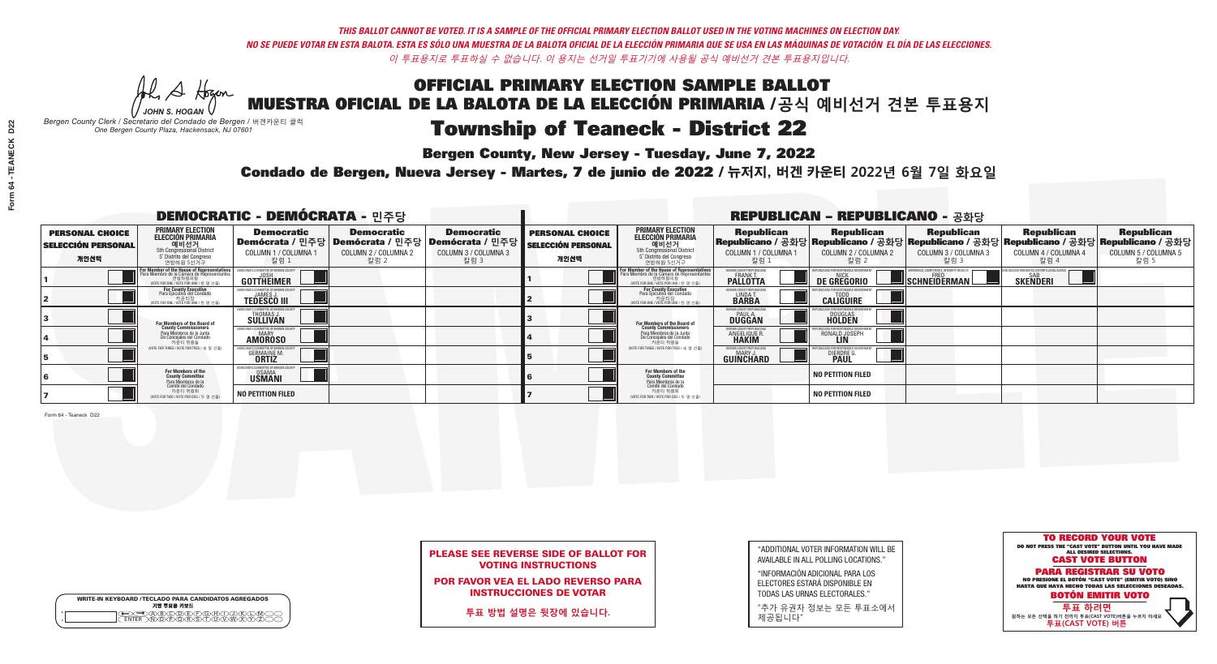*THIS BALLOT CANNOT BE VOTED. IT IS A SAMPLE OF THE OFFICIAL PRIMARY ELECTION BALLOT USED IN THE VOTING MACHINES ON ELECTION DAY.*
*NO SE PUEDE VOTAR EN ESTA BALOTA. ESTA ES SÓLO UNA MUESTRA DE LA BALOTA OFICIAL DE LA ELECCIÓN PRIMARIA QUE SE USA EN LAS MÁQUINAS DE VOTACIÓN EL DÍA DE LAS ELECCIONES.*
*이 투표용지로 투표하실 수 없습니다. 이 용지는 선거일 투표기기에 사용될 공식 예비선거 견본 투표용지입니다.*

JOHN S. HOGAN
*Bergen County Clerk / Secretario del Condado de Bergen / 버겐카운티 클럭*
*One Bergen County Plaza, Hackensack, NJ 07601*

# OFFICIAL PRIMARY ELECTION SAMPLE BALLOT
# MUESTRA OFICIAL DE LA BALOTA DE LA ELECCIÓN PRIMARIA /공식 예비선거 견본 투표용지
# Township of Teaneck - District 22

**Bergen County, New Jersey - Tuesday, June 7, 2022**

**Condado de Bergen, Nueva Jersey - Martes, 7 de junio de 2022 / 뉴저지, 버겐 카운티 2022년 6월 7일 화요일**

## DEMOCRATIC - DEMÓCRATA - 민주당

| PERSONAL CHOICE / SELECCIÓN PERSONAL / 개인선택 | PRIMARY ELECTION / ELECCIÓN PRIMARIA / 예비선거 / 5th Congressional District / 5° Distrito del Congreso / 연방하원 5선거구 | Democratic / Demócrata / 민주당 COLUMN 1 / COLUMNA 1 / 칼럼 1 | Democratic / Demócrata / 민주당 COLUMN 2 / COLUMNA 2 / 칼럼 2 | Democratic / Demócrata / 민주당 COLUMN 3 / COLUMNA 3 / 칼럼 3 |
|---|---|---|---|---|
| 1 | For Member of the House of Representatives / Para Miembro de la Cámara de Representantes / 연방하원의원 (VOTE FOR ONE / VOTE POR UNO / 한 명 선출) | JOSH GOTTHEIMER | | |
| 2 | For County Executive / Para Ejecutivo del Condado / 카운티장 (VOTE FOR ONE / VOTE POR UNO / 한 명 선출) | JAMES J. TEDESCO III | | |
| 3 | For Members of the Board of County Commissioners / Para Miembros de la Junta De Concejales del Condado / 카운티 위원들 (VOTE FOR THREE / VOTE POR TRES / 세 명 선출) | THOMAS J. SULLIVAN | | |
| 4 | | MARY AMOROSO | | |
| 5 | | GERMAINE M. ORTIZ | | |
| 6 | For Members of the County Committee / Para Miembros de la Comité del Condado / 카운티 위원회 (VOTE FOR TWO / VOTE POR DOS / 두 명 선출) | OSAMA USMANI | | |
| 7 | | NO PETITION FILED | | |

## REPUBLICAN - REPUBLICANO - 공화당

| PERSONAL CHOICE / SELECCIÓN PERSONAL / 개인선택 | PRIMARY ELECTION / ELECCIÓN PRIMARIA / 예비선거 / 5th Congressional District / 5° Distrito del Congreso / 연방하원 5선거구 | Republican / Republicano / 공화당 COLUMN 1 / COLUMNA 1 / 칼럼 1 | Republican / Republicano / 공화당 COLUMN 2 / COLUMNA 2 / 칼럼 2 | Republican / Republicano / 공화당 COLUMN 3 / COLUMNA 3 / 칼럼 3 | Republican / Republicano / 공화당 COLUMN 4 / COLUMNA 4 / 칼럼 4 | Republican / Republicano / 공화당 COLUMN 5 / COLUMNA 5 / 칼럼 5 |
|---|---|---|---|---|---|---|
| 1 | For Member of the House of Representatives / Para Miembro de la Cámara de Representantes / 연방하원의원 (VOTE FOR ONE / VOTE POR UNO / 한 명 선출) | FRANK T. PALLOTTA | NICK DE GREGORIO | FRED SCHNEIDERMAN | SAB SKENDERI | |
| 2 | For County Executive / Para Ejecutivo del Condado / 카운티장 (VOTE FOR ONE / VOTE POR UNO / 한 명 선출) | LINDA T. BARBA | TODD CALIGUIRE | | | |
| 3 | For Members of the Board of County Commissioners / Para Miembros de la Junta De Concejales del Condado / 카운티 위원들 (VOTE FOR THREE / VOTE POR TRES / 세 명 선출) | PAUL A. DUGGAN | DOUGLAS HOLDEN | | | |
| 4 | | ANGELIQUE R. HAKIM | RONALD JOSEPH LIN | | | |
| 5 | | MARY J. GUINCHARD | DIERDRE G. PAUL | | | |
| 6 | For Members of the County Committee / Para Miembros de la Comité del Condado / 카운티 위원회 (VOTE FOR TWO / VOTE POR DOS / 두 명 선출) | | NO PETITION FILED | | | |
| 7 | | | NO PETITION FILED | | | |

Form 64 - Teaneck D22

**PLEASE SEE REVERSE SIDE OF BALLOT FOR VOTING INSTRUCTIONS**

**POR FAVOR VEA EL LADO REVERSO PARA INSTRUCCIONES DE VOTAR**

**투표 방법 설명은 뒷장에 있습니다.**

"ADDITIONAL VOTER INFORMATION WILL BE AVAILABLE IN ALL POLLING LOCATIONS."

"INFORMACIÓN ADICIONAL PARA LOS ELECTORES ESTARÁ DISPONIBLE EN TODAS LAS URNAS ELECTORALES."

"추가 유권자 정보는 모든 투표소에서 제공됩니다"

WRITE-IN KEYBOARD /TECLADO PARA CANDIDATOS AGREGADOS
기명 투표용 키보드

**TO RECORD YOUR VOTE**
DO NOT PRESS THE "CAST VOTE" BUTTON UNTIL YOU HAVE MADE ALL DESIRED SELECTIONS.
**CAST VOTE BUTTON**

**PARA REGISTRAR SU VOTO**
NO PRESIONE EL BOTÓN "CAST VOTE" (EMITIR VOTO) SINO HASTA QUE HAYA HECHO TODAS LAS SELECCIONES DESEADAS.
**BOTÓN EMITIR VOTO**

**투표 하려면**
원하는 모든 선택을 하기 전까지 투표(CAST VOTE) 버튼을 누르지 마세요
**투표(CAST VOTE) 버튼**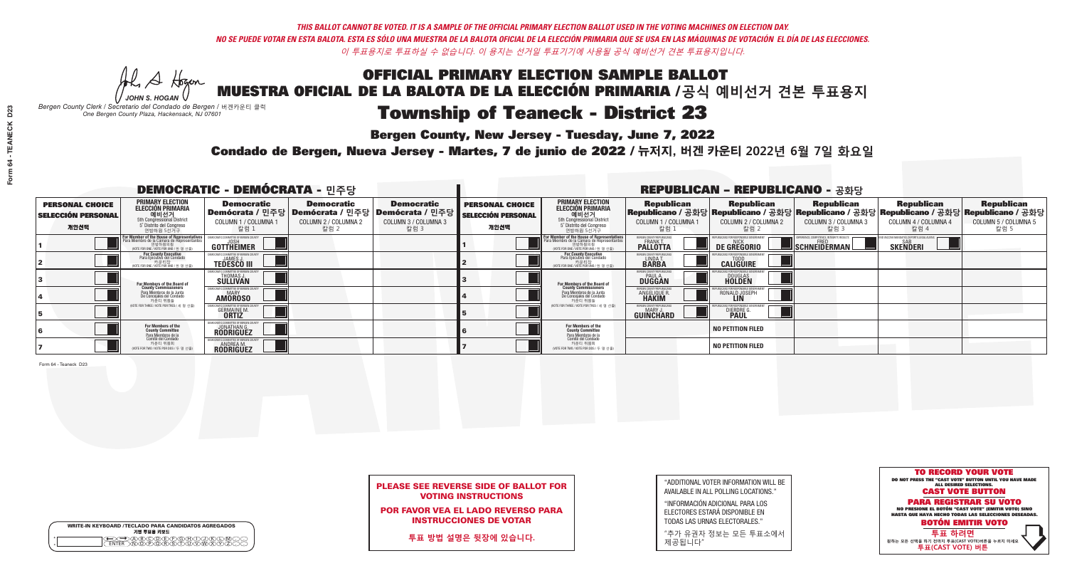*THIS BALLOT CANNOT BE VOTED. IT IS A SAMPLE OF THE OFFICIAL PRIMARY ELECTION BALLOT USED IN THE VOTING MACHINES ON ELECTION DAY.*
*NO SE PUEDE VOTAR EN ESTA BALOTA. ESTA ES SÓLO UNA MUESTRA DE LA BALOTA OFICIAL DE LA ELECCIÓN PRIMARIA QUE SE USA EN LAS MÁQUINAS DE VOTACIÓN EL DÍA DE LAS ELECCIONES.*
*이 투표용지로 투표하실 수 없습니다. 이 용지는 선거일 투표기기에 사용될 공식 예비선거 견본 투표용지입니다.*

JOHN S. HOGAN
*Bergen County Clerk / Secretario del Condado de Bergen / 버겐카운티 클럭*
*One Bergen County Plaza, Hackensack, NJ 07601*

# OFFICIAL PRIMARY ELECTION SAMPLE BALLOT
# MUESTRA OFICIAL DE LA BALOTA DE LA ELECCIÓN PRIMARIA / 공식 예비선거 견본 투표용지

## Township of Teaneck - District 23

**Bergen County, New Jersey - Tuesday, June 7, 2022**

**Condado de Bergen, Nueva Jersey - Martes, 7 de junio de 2022 / 뉴저지, 버겐 카운티 2022년 6월 7일 화요일**

### DEMOCRATIC - DEMÓCRATA - 민주당

| PERSONAL CHOICE / SELECCIÓN PERSONAL / 개인선택 | PRIMARY ELECTION / ELECCIÓN PRIMARIA / 예비선거 | Democratic / Demócrata / 민주당 COLUMN 1 / COLUMNA 1 / 칼럼 1 | Democratic / Demócrata / 민주당 COLUMN 2 / COLUMNA 2 / 칼럼 2 | Democratic / Demócrata / 민주당 COLUMN 3 / COLUMNA 3 / 칼럼 3 |
|---|---|---|---|---|
| 1 | For Member of the House of Representatives / Para Miembro de la Cámara de Representantes / 연방하원의원 (5th Congressional District / 5° Distrito del Congreso / 연방하원 5선거구) (VOTE FOR ONE / VOTE POR UNO / 한 명 선출) | JOSH GOTTHEIMER | | |
| 2 | For County Executive / Para Ejecutivo del Condado / 카운티장 (VOTE FOR ONE / VOTE POR UNO / 한 명 선출) | JAMES J. TEDESCO III | | |
| 3 | For Members of the Board of County Commissioners / Para Miembros de la Junta De Concejales del Condado / 카운티 위원들 (VOTE FOR THREE / VOTE POR TRES / 세 명 선출) | THOMAS J. SULLIVAN | | |
| 4 | | MARY AMOROSO | | |
| 5 | | GERMAINE M. ORTIZ | | |
| 6 | For Members of the County Committee / Para Miembros de la Comité del Condado / 카운티 위원회 (VOTE FOR TWO / VOTE POR DOS / 두 명 선출) | JONATHAN G. RODRIGUEZ | | |
| 7 | | ANDREA M. RODRIGUEZ | | |

### REPUBLICAN - REPUBLICANO - 공화당

| PERSONAL CHOICE / SELECCIÓN PERSONAL / 개인선택 | PRIMARY ELECTION / ELECCIÓN PRIMARIA / 예비선거 | Republican / Republicano / 공화당 COLUMN 1 / COLUMNA 1 / 칼럼 1 | Republican / Republicano / 공화당 COLUMN 2 / COLUMNA 2 / 칼럼 2 | Republican / Republicano / 공화당 COLUMN 3 / COLUMNA 3 / 칼럼 3 | Republican / Republicano / 공화당 COLUMN 4 / COLUMNA 4 / 칼럼 4 | Republican / Republicano / 공화당 COLUMN 5 / COLUMNA 5 / 칼럼 5 |
|---|---|---|---|---|---|---|
| 1 | For Member of the House of Representatives / Para Miembro de la Cámara de Representantes / 연방하원의원 (5th Congressional District / 5° Distrito del Congreso / 연방하원 5선거구) (VOTE FOR ONE / VOTE POR UNO / 한 명 선출) | FRANK T. PALLOTTA | NICK DE GREGORIO | FRED SCHNEIDERMAN | SAB SKENDERI | |
| 2 | For County Executive / Para Ejecutivo del Condado / 카운티장 (VOTE FOR ONE / VOTE POR UNO / 한 명 선출) | LINDA T. BARBA | TODD CALIGUIRE | | | |
| 3 | For Members of the Board of County Commissioners / Para Miembros de la Junta De Concejales del Condado / 카운티 위원들 (VOTE FOR THREE / VOTE POR TRES / 세 명 선출) | PAUL A. DUGGAN | DOUGLAS HOLDEN | | | |
| 4 | | ANGELIQUE R. HAKIM | RONALD JOSEPH LIN | | | |
| 5 | | MARY J. GUINCHARD | DIERDRE G. PAUL | | | |
| 6 | For Members of the County Committee / Para Miembros de la Comité del Condado / 카운티 위원회 (VOTE FOR TWO / VOTE POR DOS / 두 명 선출) | | NO PETITION FILED | | | |
| 7 | | | NO PETITION FILED | | | |

Form 64 - Teaneck D23

**PLEASE SEE REVERSE SIDE OF BALLOT FOR VOTING INSTRUCTIONS**

**POR FAVOR VEA EL LADO REVERSO PARA INSTRUCCIONES DE VOTAR**

**투표 방법 설명은 뒷장에 있습니다.**

"ADDITIONAL VOTER INFORMATION WILL BE AVAILABLE IN ALL POLLING LOCATIONS."

"INFORMACIÓN ADICIONAL PARA LOS ELECTORES ESTARÁ DISPONIBLE EN TODAS LAS URNAS ELECTORALES."

"추가 유권자 정보는 모든 투표소에서 제공됩니다"

**TO RECORD YOUR VOTE**
DO NOT PRESS THE "CAST VOTE" BUTTON UNTIL YOU HAVE MADE ALL DESIRED SELECTIONS.
**CAST VOTE BUTTON**

**PARA REGISTRAR SU VOTO**
NO PRESIONE EL BOTÓN "CAST VOTE" (EMITIR VOTO) SINO HASTA QUE HAYA HECHO TODAS LAS SELECCIONES DESEADAS.
**BOTÓN EMITIR VOTO**

**투표 하려면**
원하는 모든 선택을 하기 전까지 투표(CAST VOTE)버튼을 누르지 마세요
**투표(CAST VOTE) 버튼**

WRITE-IN KEYBOARD / TECLADO PARA CANDIDATOS AGREGADOS / 기명 투표용 키보드